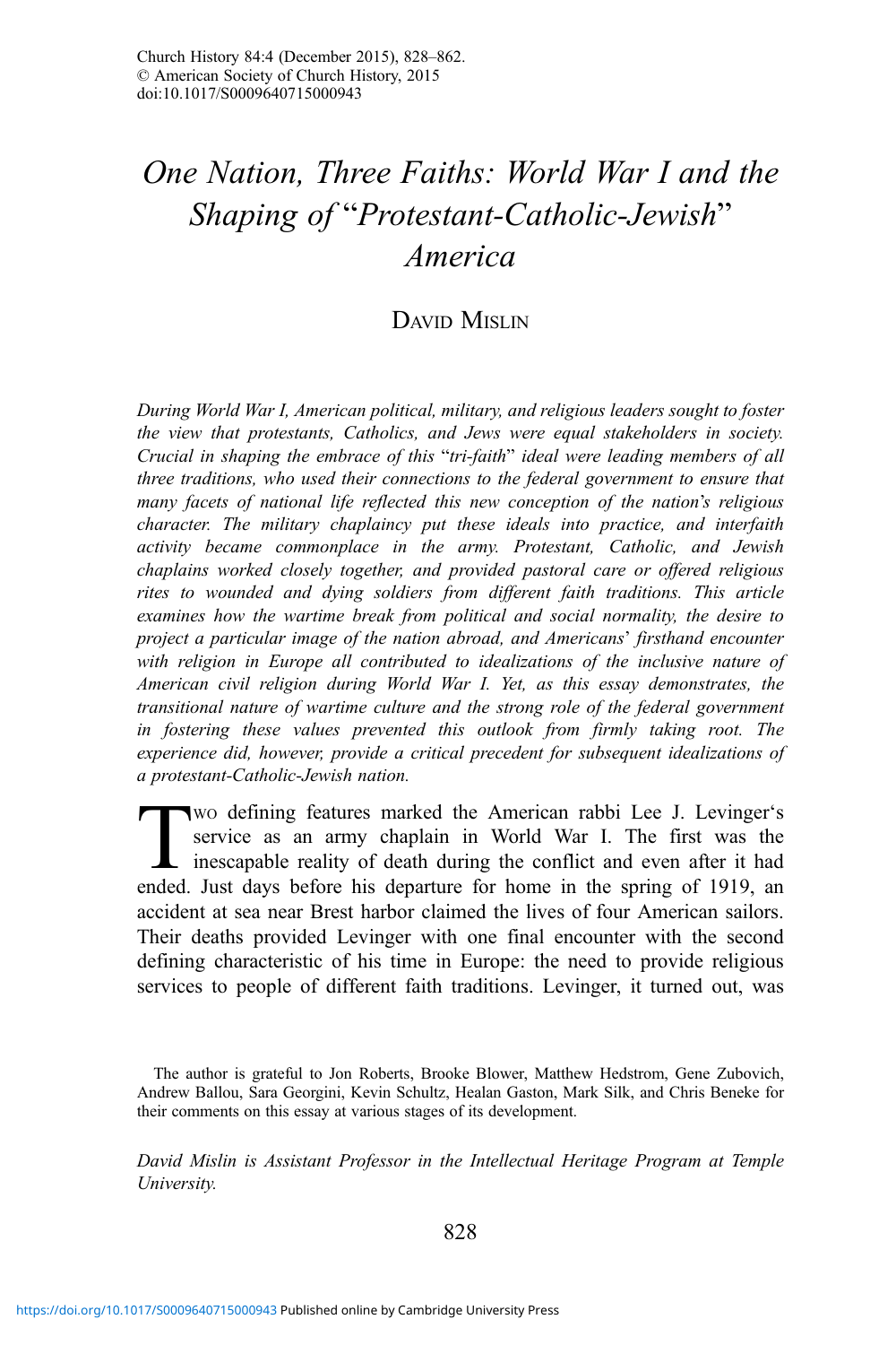Church History 84:4 (December 2015), 828–862.
© American Society of Church History, 2015
doi:10.1017/S0009640715000943

# *One Nation, Three Faiths: World War I and the Shaping of "Protestant-Catholic-Jewish" America*

## David Mislin

*During World War I, American political, military, and religious leaders sought to foster the view that protestants, Catholics, and Jews were equal stakeholders in society. Crucial in shaping the embrace of this "tri-faith" ideal were leading members of all three traditions, who used their connections to the federal government to ensure that many facets of national life reflected this new conception of the nation's religious character. The military chaplaincy put these ideals into practice, and interfaith activity became commonplace in the army. Protestant, Catholic, and Jewish chaplains worked closely together, and provided pastoral care or offered religious rites to wounded and dying soldiers from different faith traditions. This article examines how the wartime break from political and social normality, the desire to project a particular image of the nation abroad, and Americans' firsthand encounter with religion in Europe all contributed to idealizations of the inclusive nature of American civil religion during World War I. Yet, as this essay demonstrates, the transitional nature of wartime culture and the strong role of the federal government in fostering these values prevented this outlook from firmly taking root. The experience did, however, provide a critical precedent for subsequent idealizations of a protestant-Catholic-Jewish nation.*

Two defining features marked the American rabbi Lee J. Levinger's service as an army chaplain in World War I. The first was the inescapable reality of death during the conflict and even after it had ended. Just days before his departure for home in the spring of 1919, an accident at sea near Brest harbor claimed the lives of four American sailors. Their deaths provided Levinger with one final encounter with the second defining characteristic of his time in Europe: the need to provide religious services to people of different faith traditions. Levinger, it turned out, was

The author is grateful to Jon Roberts, Brooke Blower, Matthew Hedstrom, Gene Zubovich, Andrew Ballou, Sara Georgini, Kevin Schultz, Healan Gaston, Mark Silk, and Chris Beneke for their comments on this essay at various stages of its development.

*David Mislin is Assistant Professor in the Intellectual Heritage Program at Temple University.*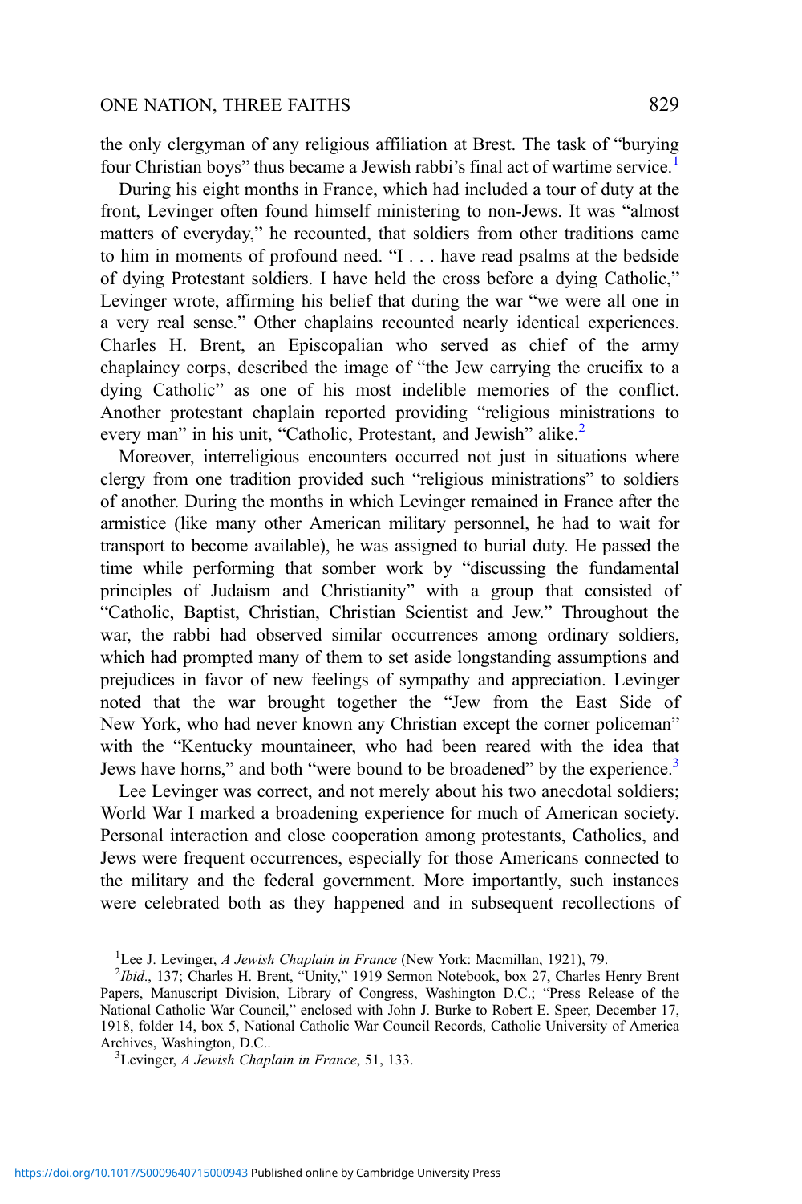the only clergyman of any religious affiliation at Brest. The task of "burying four Christian boys" thus became a Jewish rabbi's final act of wartime service.[1]

During his eight months in France, which had included a tour of duty at the front, Levinger often found himself ministering to non-Jews. It was "almost matters of everyday," he recounted, that soldiers from other traditions came to him in moments of profound need. "I . . . have read psalms at the bedside of dying Protestant soldiers. I have held the cross before a dying Catholic," Levinger wrote, affirming his belief that during the war "we were all one in a very real sense." Other chaplains recounted nearly identical experiences. Charles H. Brent, an Episcopalian who served as chief of the army chaplaincy corps, described the image of "the Jew carrying the crucifix to a dying Catholic" as one of his most indelible memories of the conflict. Another protestant chaplain reported providing "religious ministrations to every man" in his unit, "Catholic, Protestant, and Jewish" alike.[2]

Moreover, interreligious encounters occurred not just in situations where clergy from one tradition provided such "religious ministrations" to soldiers of another. During the months in which Levinger remained in France after the armistice (like many other American military personnel, he had to wait for transport to become available), he was assigned to burial duty. He passed the time while performing that somber work by "discussing the fundamental principles of Judaism and Christianity" with a group that consisted of "Catholic, Baptist, Christian, Christian Scientist and Jew." Throughout the war, the rabbi had observed similar occurrences among ordinary soldiers, which had prompted many of them to set aside longstanding assumptions and prejudices in favor of new feelings of sympathy and appreciation. Levinger noted that the war brought together the "Jew from the East Side of New York, who had never known any Christian except the corner policeman" with the "Kentucky mountaineer, who had been reared with the idea that Jews have horns," and both "were bound to be broadened" by the experience.[3]

Lee Levinger was correct, and not merely about his two anecdotal soldiers; World War I marked a broadening experience for much of American society. Personal interaction and close cooperation among protestants, Catholics, and Jews were frequent occurrences, especially for those Americans connected to the military and the federal government. More importantly, such instances were celebrated both as they happened and in subsequent recollections of

[1] Lee J. Levinger, *A Jewish Chaplain in France* (New York: Macmillan, 1921), 79.

[2] *Ibid*., 137; Charles H. Brent, "Unity," 1919 Sermon Notebook, box 27, Charles Henry Brent Papers, Manuscript Division, Library of Congress, Washington D.C.; "Press Release of the National Catholic War Council," enclosed with John J. Burke to Robert E. Speer, December 17, 1918, folder 14, box 5, National Catholic War Council Records, Catholic University of America Archives, Washington, D.C..

[3] Levinger, *A Jewish Chaplain in France*, 51, 133.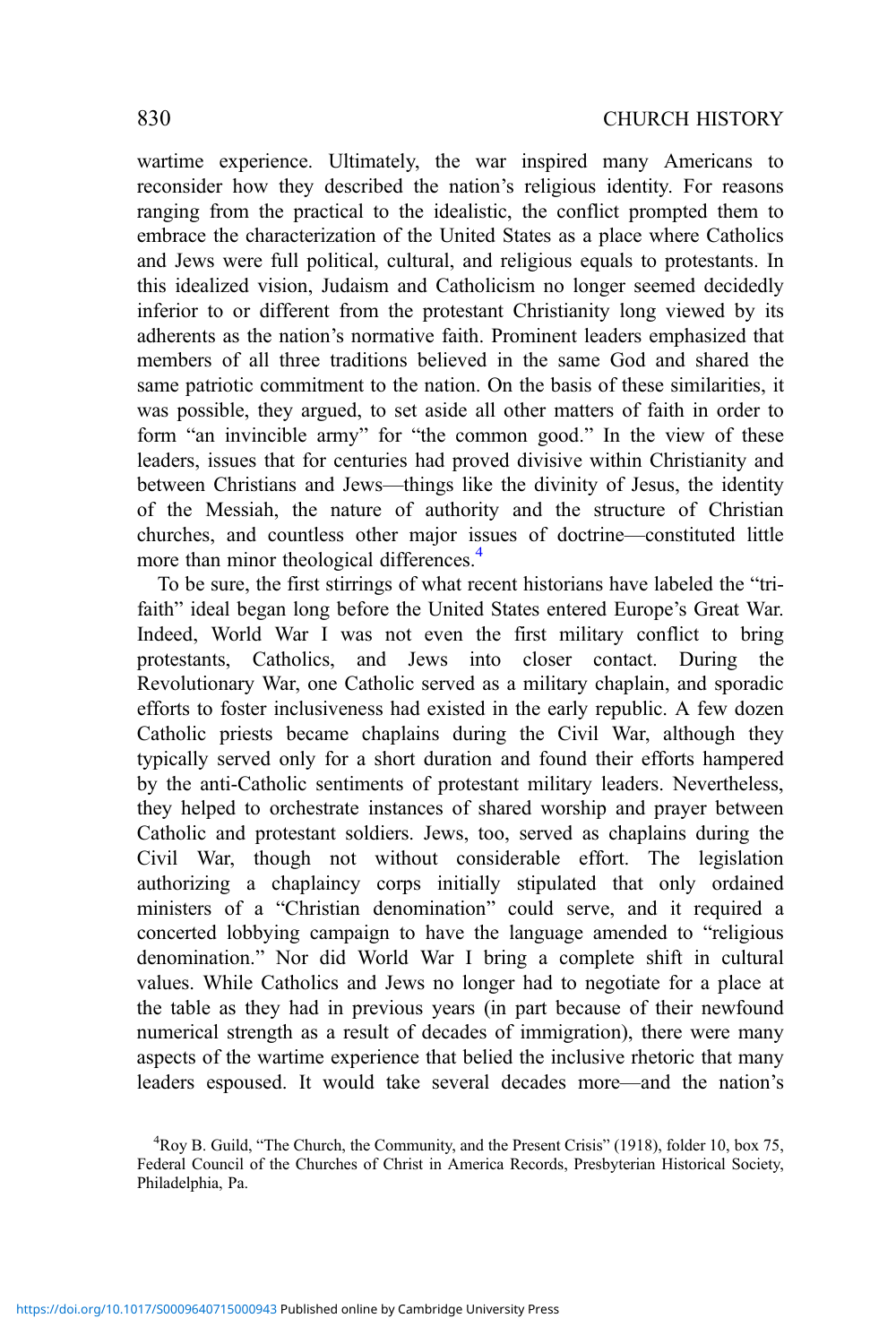wartime experience. Ultimately, the war inspired many Americans to reconsider how they described the nation's religious identity. For reasons ranging from the practical to the idealistic, the conflict prompted them to embrace the characterization of the United States as a place where Catholics and Jews were full political, cultural, and religious equals to protestants. In this idealized vision, Judaism and Catholicism no longer seemed decidedly inferior to or different from the protestant Christianity long viewed by its adherents as the nation's normative faith. Prominent leaders emphasized that members of all three traditions believed in the same God and shared the same patriotic commitment to the nation. On the basis of these similarities, it was possible, they argued, to set aside all other matters of faith in order to form "an invincible army" for "the common good." In the view of these leaders, issues that for centuries had proved divisive within Christianity and between Christians and Jews—things like the divinity of Jesus, the identity of the Messiah, the nature of authority and the structure of Christian churches, and countless other major issues of doctrine—constituted little more than minor theological differences.[4]

To be sure, the first stirrings of what recent historians have labeled the "tri-faith" ideal began long before the United States entered Europe's Great War. Indeed, World War I was not even the first military conflict to bring protestants, Catholics, and Jews into closer contact. During the Revolutionary War, one Catholic served as a military chaplain, and sporadic efforts to foster inclusiveness had existed in the early republic. A few dozen Catholic priests became chaplains during the Civil War, although they typically served only for a short duration and found their efforts hampered by the anti-Catholic sentiments of protestant military leaders. Nevertheless, they helped to orchestrate instances of shared worship and prayer between Catholic and protestant soldiers. Jews, too, served as chaplains during the Civil War, though not without considerable effort. The legislation authorizing a chaplaincy corps initially stipulated that only ordained ministers of a "Christian denomination" could serve, and it required a concerted lobbying campaign to have the language amended to "religious denomination." Nor did World War I bring a complete shift in cultural values. While Catholics and Jews no longer had to negotiate for a place at the table as they had in previous years (in part because of their newfound numerical strength as a result of decades of immigration), there were many aspects of the wartime experience that belied the inclusive rhetoric that many leaders espoused. It would take several decades more—and the nation's

[4]Roy B. Guild, "The Church, the Community, and the Present Crisis" (1918), folder 10, box 75, Federal Council of the Churches of Christ in America Records, Presbyterian Historical Society, Philadelphia, Pa.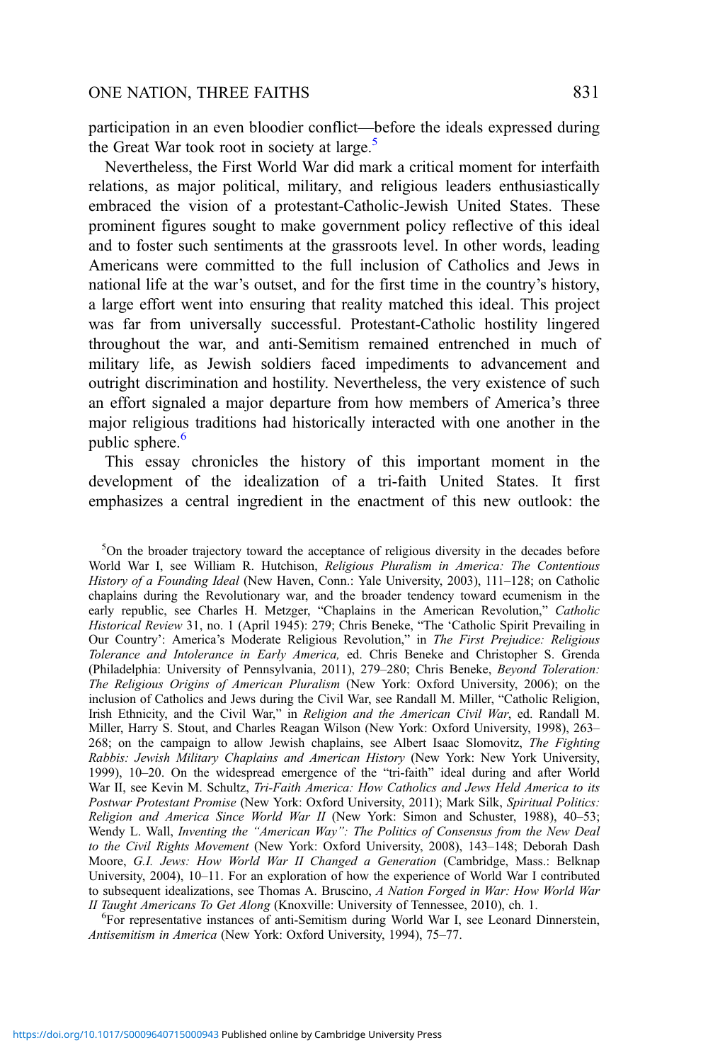participation in an even bloodier conflict—before the ideals expressed during the Great War took root in society at large.[5]

Nevertheless, the First World War did mark a critical moment for interfaith relations, as major political, military, and religious leaders enthusiastically embraced the vision of a protestant-Catholic-Jewish United States. These prominent figures sought to make government policy reflective of this ideal and to foster such sentiments at the grassroots level. In other words, leading Americans were committed to the full inclusion of Catholics and Jews in national life at the war's outset, and for the first time in the country's history, a large effort went into ensuring that reality matched this ideal. This project was far from universally successful. Protestant-Catholic hostility lingered throughout the war, and anti-Semitism remained entrenched in much of military life, as Jewish soldiers faced impediments to advancement and outright discrimination and hostility. Nevertheless, the very existence of such an effort signaled a major departure from how members of America's three major religious traditions had historically interacted with one another in the public sphere.[6]

This essay chronicles the history of this important moment in the development of the idealization of a tri-faith United States. It first emphasizes a central ingredient in the enactment of this new outlook: the

[5]On the broader trajectory toward the acceptance of religious diversity in the decades before World War I, see William R. Hutchison, *Religious Pluralism in America: The Contentious History of a Founding Ideal* (New Haven, Conn.: Yale University, 2003), 111–128; on Catholic chaplains during the Revolutionary war, and the broader tendency toward ecumenism in the early republic, see Charles H. Metzger, "Chaplains in the American Revolution," *Catholic Historical Review* 31, no. 1 (April 1945): 279; Chris Beneke, "The 'Catholic Spirit Prevailing in Our Country': America's Moderate Religious Revolution," in *The First Prejudice: Religious Tolerance and Intolerance in Early America,* ed. Chris Beneke and Christopher S. Grenda (Philadelphia: University of Pennsylvania, 2011), 279–280; Chris Beneke, *Beyond Toleration: The Religious Origins of American Pluralism* (New York: Oxford University, 2006); on the inclusion of Catholics and Jews during the Civil War, see Randall M. Miller, "Catholic Religion, Irish Ethnicity, and the Civil War," in *Religion and the American Civil War*, ed. Randall M. Miller, Harry S. Stout, and Charles Reagan Wilson (New York: Oxford University, 1998), 263–268; on the campaign to allow Jewish chaplains, see Albert Isaac Slomovitz, *The Fighting Rabbis: Jewish Military Chaplains and American History* (New York: New York University, 1999), 10–20. On the widespread emergence of the "tri-faith" ideal during and after World War II, see Kevin M. Schultz, *Tri-Faith America: How Catholics and Jews Held America to its Postwar Protestant Promise* (New York: Oxford University, 2011); Mark Silk, *Spiritual Politics: Religion and America Since World War II* (New York: Simon and Schuster, 1988), 40–53; Wendy L. Wall, *Inventing the "American Way": The Politics of Consensus from the New Deal to the Civil Rights Movement* (New York: Oxford University, 2008), 143–148; Deborah Dash Moore, *G.I. Jews: How World War II Changed a Generation* (Cambridge, Mass.: Belknap University, 2004), 10–11. For an exploration of how the experience of World War I contributed to subsequent idealizations, see Thomas A. Bruscino, *A Nation Forged in War: How World War II Taught Americans To Get Along* (Knoxville: University of Tennessee, 2010), ch. 1.

[6]For representative instances of anti-Semitism during World War I, see Leonard Dinnerstein, *Antisemitism in America* (New York: Oxford University, 1994), 75–77.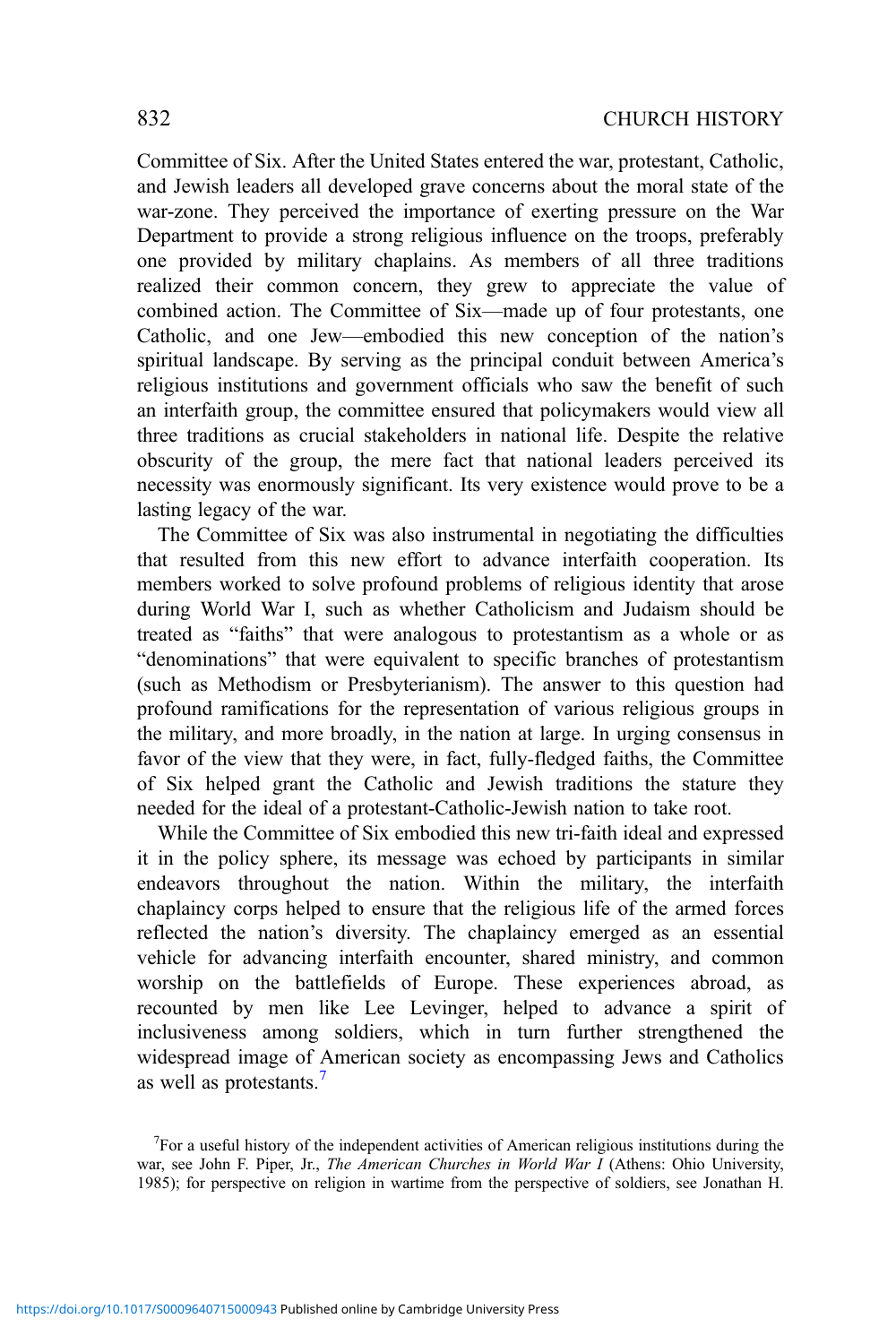Committee of Six. After the United States entered the war, protestant, Catholic, and Jewish leaders all developed grave concerns about the moral state of the war-zone. They perceived the importance of exerting pressure on the War Department to provide a strong religious influence on the troops, preferably one provided by military chaplains. As members of all three traditions realized their common concern, they grew to appreciate the value of combined action. The Committee of Six—made up of four protestants, one Catholic, and one Jew—embodied this new conception of the nation's spiritual landscape. By serving as the principal conduit between America's religious institutions and government officials who saw the benefit of such an interfaith group, the committee ensured that policymakers would view all three traditions as crucial stakeholders in national life. Despite the relative obscurity of the group, the mere fact that national leaders perceived its necessity was enormously significant. Its very existence would prove to be a lasting legacy of the war.

The Committee of Six was also instrumental in negotiating the difficulties that resulted from this new effort to advance interfaith cooperation. Its members worked to solve profound problems of religious identity that arose during World War I, such as whether Catholicism and Judaism should be treated as "faiths" that were analogous to protestantism as a whole or as "denominations" that were equivalent to specific branches of protestantism (such as Methodism or Presbyterianism). The answer to this question had profound ramifications for the representation of various religious groups in the military, and more broadly, in the nation at large. In urging consensus in favor of the view that they were, in fact, fully-fledged faiths, the Committee of Six helped grant the Catholic and Jewish traditions the stature they needed for the ideal of a protestant-Catholic-Jewish nation to take root.

While the Committee of Six embodied this new tri-faith ideal and expressed it in the policy sphere, its message was echoed by participants in similar endeavors throughout the nation. Within the military, the interfaith chaplaincy corps helped to ensure that the religious life of the armed forces reflected the nation's diversity. The chaplaincy emerged as an essential vehicle for advancing interfaith encounter, shared ministry, and common worship on the battlefields of Europe. These experiences abroad, as recounted by men like Lee Levinger, helped to advance a spirit of inclusiveness among soldiers, which in turn further strengthened the widespread image of American society as encompassing Jews and Catholics as well as protestants.[7]

[7]For a useful history of the independent activities of American religious institutions during the war, see John F. Piper, Jr., *The American Churches in World War I* (Athens: Ohio University, 1985); for perspective on religion in wartime from the perspective of soldiers, see Jonathan H.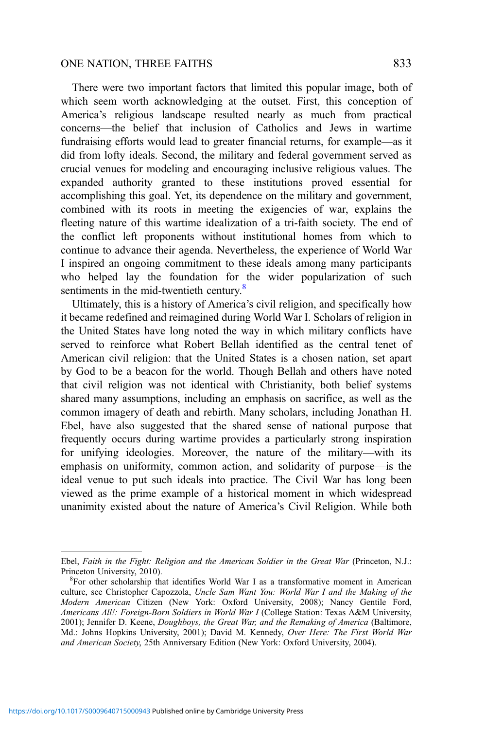There were two important factors that limited this popular image, both of which seem worth acknowledging at the outset. First, this conception of America's religious landscape resulted nearly as much from practical concerns—the belief that inclusion of Catholics and Jews in wartime fundraising efforts would lead to greater financial returns, for example—as it did from lofty ideals. Second, the military and federal government served as crucial venues for modeling and encouraging inclusive religious values. The expanded authority granted to these institutions proved essential for accomplishing this goal. Yet, its dependence on the military and government, combined with its roots in meeting the exigencies of war, explains the fleeting nature of this wartime idealization of a tri-faith society. The end of the conflict left proponents without institutional homes from which to continue to advance their agenda. Nevertheless, the experience of World War I inspired an ongoing commitment to these ideals among many participants who helped lay the foundation for the wider popularization of such sentiments in the mid-twentieth century.[8]

Ultimately, this is a history of America's civil religion, and specifically how it became redefined and reimagined during World War I. Scholars of religion in the United States have long noted the way in which military conflicts have served to reinforce what Robert Bellah identified as the central tenet of American civil religion: that the United States is a chosen nation, set apart by God to be a beacon for the world. Though Bellah and others have noted that civil religion was not identical with Christianity, both belief systems shared many assumptions, including an emphasis on sacrifice, as well as the common imagery of death and rebirth. Many scholars, including Jonathan H. Ebel, have also suggested that the shared sense of national purpose that frequently occurs during wartime provides a particularly strong inspiration for unifying ideologies. Moreover, the nature of the military—with its emphasis on uniformity, common action, and solidarity of purpose—is the ideal venue to put such ideals into practice. The Civil War has long been viewed as the prime example of a historical moment in which widespread unanimity existed about the nature of America's Civil Religion. While both

---

Ebel, *Faith in the Fight: Religion and the American Soldier in the Great War* (Princeton, N.J.: Princeton University, 2010).

[8]For other scholarship that identifies World War I as a transformative moment in American culture, see Christopher Capozzola, *Uncle Sam Want You: World War I and the Making of the Modern American* Citizen (New York: Oxford University, 2008); Nancy Gentile Ford, *Americans All!: Foreign-Born Soldiers in World War I* (College Station: Texas A&M University, 2001); Jennifer D. Keene, *Doughboys, the Great War, and the Remaking of America* (Baltimore, Md.: Johns Hopkins University, 2001); David M. Kennedy, *Over Here: The First World War and American Society*, 25th Anniversary Edition (New York: Oxford University, 2004).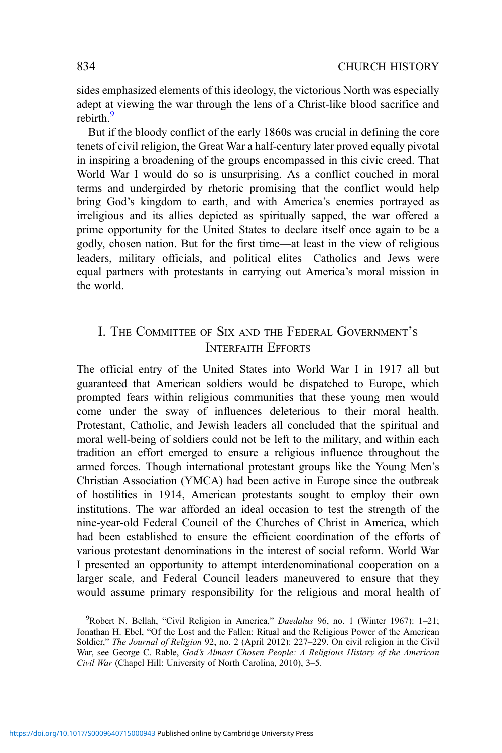sides emphasized elements of this ideology, the victorious North was especially adept at viewing the war through the lens of a Christ-like blood sacrifice and rebirth.[9]

But if the bloody conflict of the early 1860s was crucial in defining the core tenets of civil religion, the Great War a half-century later proved equally pivotal in inspiring a broadening of the groups encompassed in this civic creed. That World War I would do so is unsurprising. As a conflict couched in moral terms and undergirded by rhetoric promising that the conflict would help bring God's kingdom to earth, and with America's enemies portrayed as irreligious and its allies depicted as spiritually sapped, the war offered a prime opportunity for the United States to declare itself once again to be a godly, chosen nation. But for the first time—at least in the view of religious leaders, military officials, and political elites—Catholics and Jews were equal partners with protestants in carrying out America's moral mission in the world.

## I. The Committee of Six and the Federal Government's Interfaith Efforts

The official entry of the United States into World War I in 1917 all but guaranteed that American soldiers would be dispatched to Europe, which prompted fears within religious communities that these young men would come under the sway of influences deleterious to their moral health. Protestant, Catholic, and Jewish leaders all concluded that the spiritual and moral well-being of soldiers could not be left to the military, and within each tradition an effort emerged to ensure a religious influence throughout the armed forces. Though international protestant groups like the Young Men's Christian Association (YMCA) had been active in Europe since the outbreak of hostilities in 1914, American protestants sought to employ their own institutions. The war afforded an ideal occasion to test the strength of the nine-year-old Federal Council of the Churches of Christ in America, which had been established to ensure the efficient coordination of the efforts of various protestant denominations in the interest of social reform. World War I presented an opportunity to attempt interdenominational cooperation on a larger scale, and Federal Council leaders maneuvered to ensure that they would assume primary responsibility for the religious and moral health of

[9] Robert N. Bellah, "Civil Religion in America," *Daedalus* 96, no. 1 (Winter 1967): 1–21; Jonathan H. Ebel, "Of the Lost and the Fallen: Ritual and the Religious Power of the American Soldier," *The Journal of Religion* 92, no. 2 (April 2012): 227–229. On civil religion in the Civil War, see George C. Rable, *God's Almost Chosen People: A Religious History of the American Civil War* (Chapel Hill: University of North Carolina, 2010), 3–5.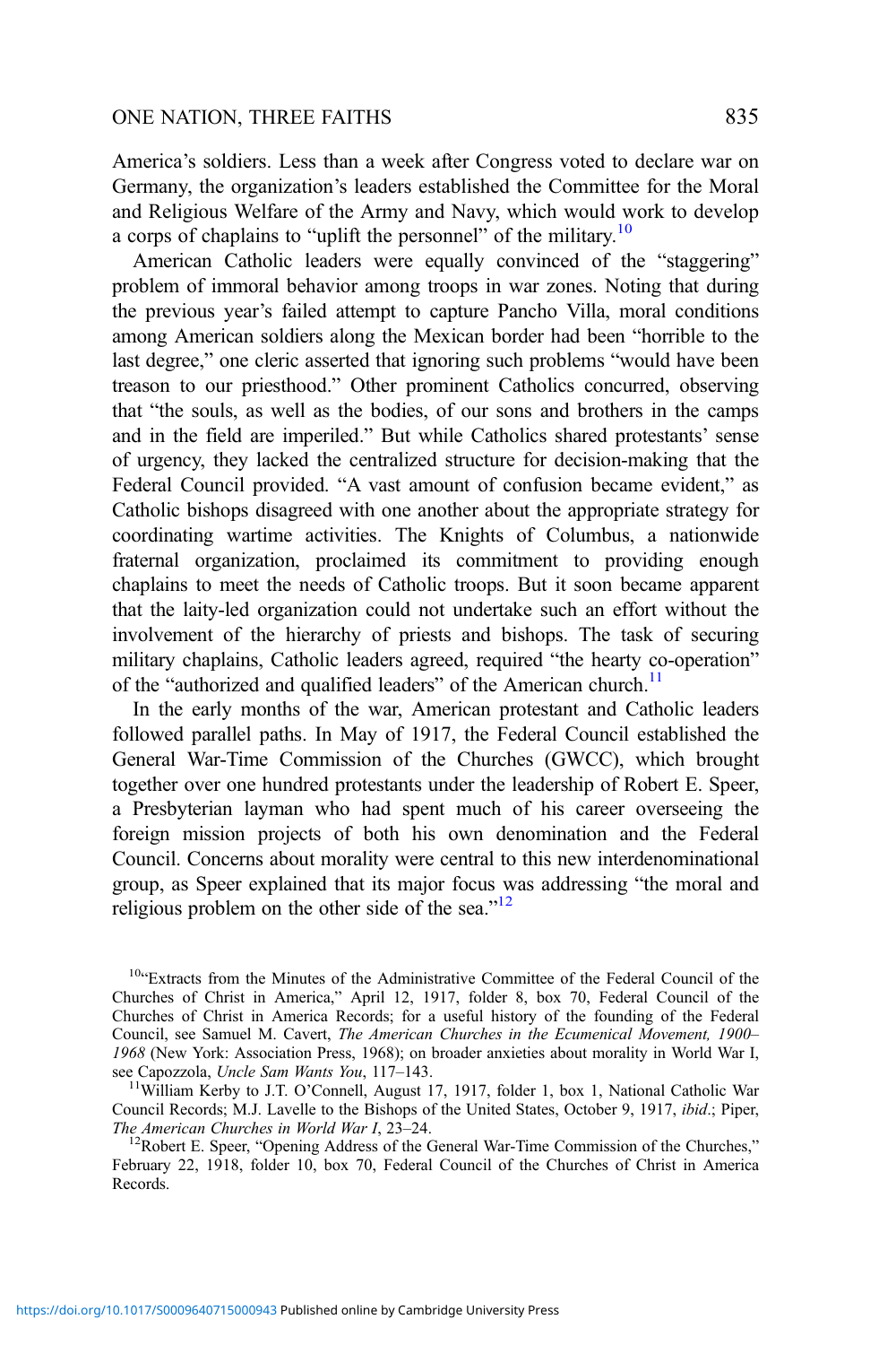America's soldiers. Less than a week after Congress voted to declare war on Germany, the organization's leaders established the Committee for the Moral and Religious Welfare of the Army and Navy, which would work to develop a corps of chaplains to "uplift the personnel" of the military.[10]

American Catholic leaders were equally convinced of the "staggering" problem of immoral behavior among troops in war zones. Noting that during the previous year's failed attempt to capture Pancho Villa, moral conditions among American soldiers along the Mexican border had been "horrible to the last degree," one cleric asserted that ignoring such problems "would have been treason to our priesthood." Other prominent Catholics concurred, observing that "the souls, as well as the bodies, of our sons and brothers in the camps and in the field are imperiled." But while Catholics shared protestants' sense of urgency, they lacked the centralized structure for decision-making that the Federal Council provided. "A vast amount of confusion became evident," as Catholic bishops disagreed with one another about the appropriate strategy for coordinating wartime activities. The Knights of Columbus, a nationwide fraternal organization, proclaimed its commitment to providing enough chaplains to meet the needs of Catholic troops. But it soon became apparent that the laity-led organization could not undertake such an effort without the involvement of the hierarchy of priests and bishops. The task of securing military chaplains, Catholic leaders agreed, required "the hearty co-operation" of the "authorized and qualified leaders" of the American church.[11]

In the early months of the war, American protestant and Catholic leaders followed parallel paths. In May of 1917, the Federal Council established the General War-Time Commission of the Churches (GWCC), which brought together over one hundred protestants under the leadership of Robert E. Speer, a Presbyterian layman who had spent much of his career overseeing the foreign mission projects of both his own denomination and the Federal Council. Concerns about morality were central to this new interdenominational group, as Speer explained that its major focus was addressing "the moral and religious problem on the other side of the sea."[12]

[10] "Extracts from the Minutes of the Administrative Committee of the Federal Council of the Churches of Christ in America," April 12, 1917, folder 8, box 70, Federal Council of the Churches of Christ in America Records; for a useful history of the founding of the Federal Council, see Samuel M. Cavert, *The American Churches in the Ecumenical Movement, 1900–1968* (New York: Association Press, 1968); on broader anxieties about morality in World War I, see Capozzola, *Uncle Sam Wants You*, 117–143.

[11] William Kerby to J.T. O'Connell, August 17, 1917, folder 1, box 1, National Catholic War Council Records; M.J. Lavelle to the Bishops of the United States, October 9, 1917, *ibid*.; Piper, *The American Churches in World War I*, 23–24.

[12] Robert E. Speer, "Opening Address of the General War-Time Commission of the Churches," February 22, 1918, folder 10, box 70, Federal Council of the Churches of Christ in America Records.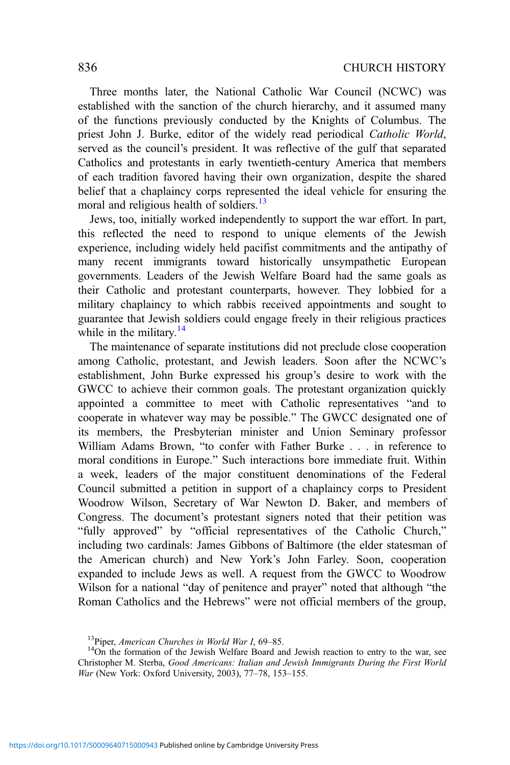Three months later, the National Catholic War Council (NCWC) was established with the sanction of the church hierarchy, and it assumed many of the functions previously conducted by the Knights of Columbus. The priest John J. Burke, editor of the widely read periodical *Catholic World*, served as the council's president. It was reflective of the gulf that separated Catholics and protestants in early twentieth-century America that members of each tradition favored having their own organization, despite the shared belief that a chaplaincy corps represented the ideal vehicle for ensuring the moral and religious health of soldiers.[13]

Jews, too, initially worked independently to support the war effort. In part, this reflected the need to respond to unique elements of the Jewish experience, including widely held pacifist commitments and the antipathy of many recent immigrants toward historically unsympathetic European governments. Leaders of the Jewish Welfare Board had the same goals as their Catholic and protestant counterparts, however. They lobbied for a military chaplaincy to which rabbis received appointments and sought to guarantee that Jewish soldiers could engage freely in their religious practices while in the military.[14]

The maintenance of separate institutions did not preclude close cooperation among Catholic, protestant, and Jewish leaders. Soon after the NCWC's establishment, John Burke expressed his group's desire to work with the GWCC to achieve their common goals. The protestant organization quickly appointed a committee to meet with Catholic representatives "and to cooperate in whatever way may be possible." The GWCC designated one of its members, the Presbyterian minister and Union Seminary professor William Adams Brown, "to confer with Father Burke . . . in reference to moral conditions in Europe." Such interactions bore immediate fruit. Within a week, leaders of the major constituent denominations of the Federal Council submitted a petition in support of a chaplaincy corps to President Woodrow Wilson, Secretary of War Newton D. Baker, and members of Congress. The document's protestant signers noted that their petition was "fully approved" by "official representatives of the Catholic Church," including two cardinals: James Gibbons of Baltimore (the elder statesman of the American church) and New York's John Farley. Soon, cooperation expanded to include Jews as well. A request from the GWCC to Woodrow Wilson for a national "day of penitence and prayer" noted that although "the Roman Catholics and the Hebrews" were not official members of the group,

---

[13] Piper, *American Churches in World War I*, 69–85.

[14] On the formation of the Jewish Welfare Board and Jewish reaction to entry to the war, see Christopher M. Sterba, *Good Americans: Italian and Jewish Immigrants During the First World War* (New York: Oxford University, 2003), 77–78, 153–155.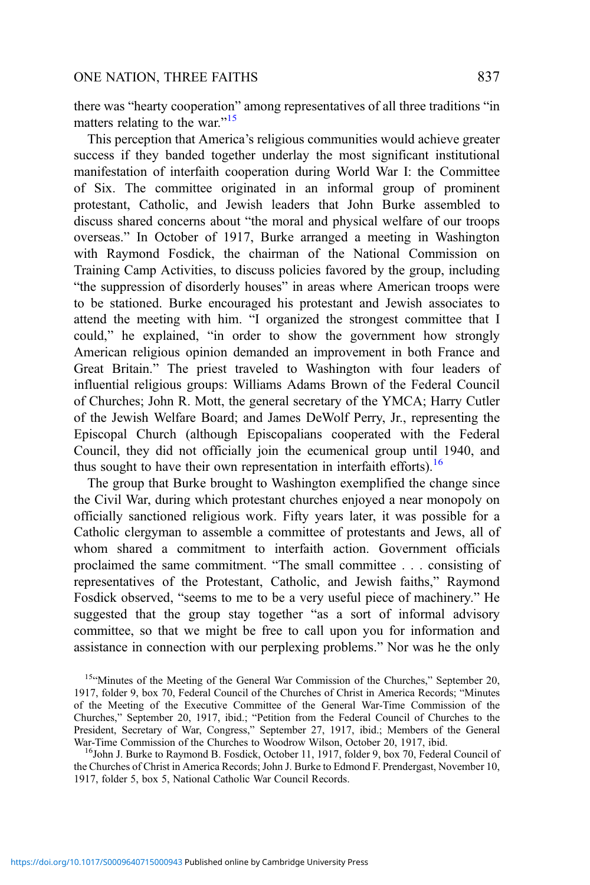there was "hearty cooperation" among representatives of all three traditions "in matters relating to the war."[15]

This perception that America's religious communities would achieve greater success if they banded together underlay the most significant institutional manifestation of interfaith cooperation during World War I: the Committee of Six. The committee originated in an informal group of prominent protestant, Catholic, and Jewish leaders that John Burke assembled to discuss shared concerns about "the moral and physical welfare of our troops overseas." In October of 1917, Burke arranged a meeting in Washington with Raymond Fosdick, the chairman of the National Commission on Training Camp Activities, to discuss policies favored by the group, including "the suppression of disorderly houses" in areas where American troops were to be stationed. Burke encouraged his protestant and Jewish associates to attend the meeting with him. "I organized the strongest committee that I could," he explained, "in order to show the government how strongly American religious opinion demanded an improvement in both France and Great Britain." The priest traveled to Washington with four leaders of influential religious groups: Williams Adams Brown of the Federal Council of Churches; John R. Mott, the general secretary of the YMCA; Harry Cutler of the Jewish Welfare Board; and James DeWolf Perry, Jr., representing the Episcopal Church (although Episcopalians cooperated with the Federal Council, they did not officially join the ecumenical group until 1940, and thus sought to have their own representation in interfaith efforts).[16]

The group that Burke brought to Washington exemplified the change since the Civil War, during which protestant churches enjoyed a near monopoly on officially sanctioned religious work. Fifty years later, it was possible for a Catholic clergyman to assemble a committee of protestants and Jews, all of whom shared a commitment to interfaith action. Government officials proclaimed the same commitment. "The small committee . . . consisting of representatives of the Protestant, Catholic, and Jewish faiths," Raymond Fosdick observed, "seems to me to be a very useful piece of machinery." He suggested that the group stay together "as a sort of informal advisory committee, so that we might be free to call upon you for information and assistance in connection with our perplexing problems." Nor was he the only

[15]"Minutes of the Meeting of the General War Commission of the Churches," September 20, 1917, folder 9, box 70, Federal Council of the Churches of Christ in America Records; "Minutes of the Meeting of the Executive Committee of the General War-Time Commission of the Churches," September 20, 1917, ibid.; "Petition from the Federal Council of Churches to the President, Secretary of War, Congress," September 27, 1917, ibid.; Members of the General War-Time Commission of the Churches to Woodrow Wilson, October 20, 1917, ibid.

[16]John J. Burke to Raymond B. Fosdick, October 11, 1917, folder 9, box 70, Federal Council of the Churches of Christ in America Records; John J. Burke to Edmond F. Prendergast, November 10, 1917, folder 5, box 5, National Catholic War Council Records.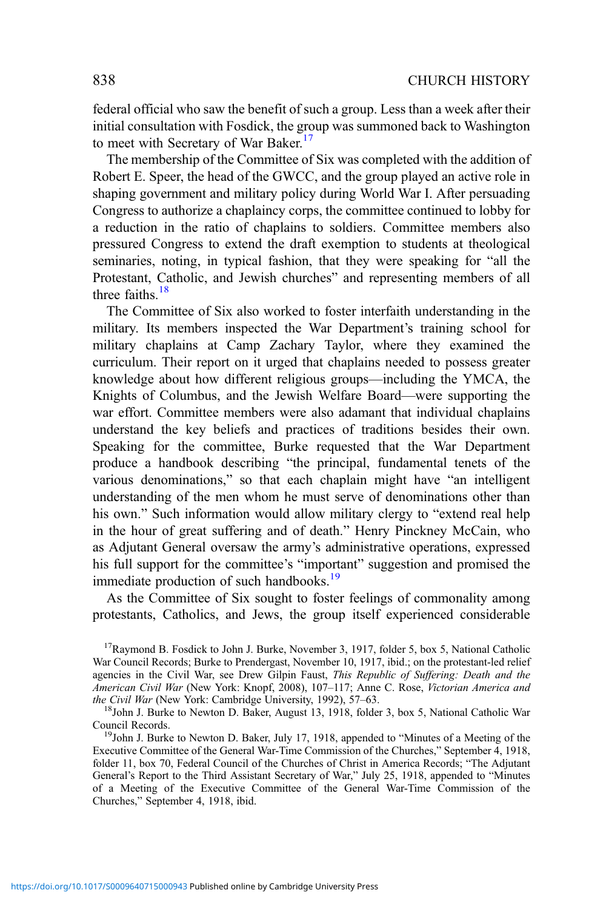federal official who saw the benefit of such a group. Less than a week after their initial consultation with Fosdick, the group was summoned back to Washington to meet with Secretary of War Baker.[17]

The membership of the Committee of Six was completed with the addition of Robert E. Speer, the head of the GWCC, and the group played an active role in shaping government and military policy during World War I. After persuading Congress to authorize a chaplaincy corps, the committee continued to lobby for a reduction in the ratio of chaplains to soldiers. Committee members also pressured Congress to extend the draft exemption to students at theological seminaries, noting, in typical fashion, that they were speaking for "all the Protestant, Catholic, and Jewish churches" and representing members of all three faiths.[18]

The Committee of Six also worked to foster interfaith understanding in the military. Its members inspected the War Department's training school for military chaplains at Camp Zachary Taylor, where they examined the curriculum. Their report on it urged that chaplains needed to possess greater knowledge about how different religious groups—including the YMCA, the Knights of Columbus, and the Jewish Welfare Board—were supporting the war effort. Committee members were also adamant that individual chaplains understand the key beliefs and practices of traditions besides their own. Speaking for the committee, Burke requested that the War Department produce a handbook describing "the principal, fundamental tenets of the various denominations," so that each chaplain might have "an intelligent understanding of the men whom he must serve of denominations other than his own." Such information would allow military clergy to "extend real help in the hour of great suffering and of death." Henry Pinckney McCain, who as Adjutant General oversaw the army's administrative operations, expressed his full support for the committee's "important" suggestion and promised the immediate production of such handbooks.[19]

As the Committee of Six sought to foster feelings of commonality among protestants, Catholics, and Jews, the group itself experienced considerable

[17] Raymond B. Fosdick to John J. Burke, November 3, 1917, folder 5, box 5, National Catholic War Council Records; Burke to Prendergast, November 10, 1917, ibid.; on the protestant-led relief agencies in the Civil War, see Drew Gilpin Faust, *This Republic of Suffering: Death and the American Civil War* (New York: Knopf, 2008), 107–117; Anne C. Rose, *Victorian America and the Civil War* (New York: Cambridge University, 1992), 57–63.

[18] John J. Burke to Newton D. Baker, August 13, 1918, folder 3, box 5, National Catholic War Council Records.

[19] John J. Burke to Newton D. Baker, July 17, 1918, appended to "Minutes of a Meeting of the Executive Committee of the General War-Time Commission of the Churches," September 4, 1918, folder 11, box 70, Federal Council of the Churches of Christ in America Records; "The Adjutant General's Report to the Third Assistant Secretary of War," July 25, 1918, appended to "Minutes of a Meeting of the Executive Committee of the General War-Time Commission of the Churches," September 4, 1918, ibid.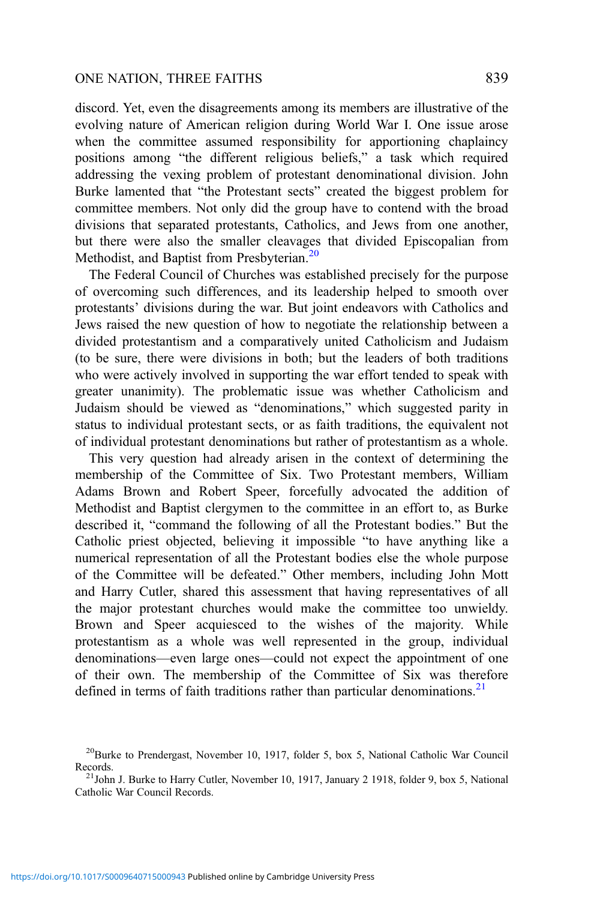discord. Yet, even the disagreements among its members are illustrative of the evolving nature of American religion during World War I. One issue arose when the committee assumed responsibility for apportioning chaplaincy positions among "the different religious beliefs," a task which required addressing the vexing problem of protestant denominational division. John Burke lamented that "the Protestant sects" created the biggest problem for committee members. Not only did the group have to contend with the broad divisions that separated protestants, Catholics, and Jews from one another, but there were also the smaller cleavages that divided Episcopalian from Methodist, and Baptist from Presbyterian.[20]

The Federal Council of Churches was established precisely for the purpose of overcoming such differences, and its leadership helped to smooth over protestants' divisions during the war. But joint endeavors with Catholics and Jews raised the new question of how to negotiate the relationship between a divided protestantism and a comparatively united Catholicism and Judaism (to be sure, there were divisions in both; but the leaders of both traditions who were actively involved in supporting the war effort tended to speak with greater unanimity). The problematic issue was whether Catholicism and Judaism should be viewed as "denominations," which suggested parity in status to individual protestant sects, or as faith traditions, the equivalent not of individual protestant denominations but rather of protestantism as a whole.

This very question had already arisen in the context of determining the membership of the Committee of Six. Two Protestant members, William Adams Brown and Robert Speer, forcefully advocated the addition of Methodist and Baptist clergymen to the committee in an effort to, as Burke described it, "command the following of all the Protestant bodies." But the Catholic priest objected, believing it impossible "to have anything like a numerical representation of all the Protestant bodies else the whole purpose of the Committee will be defeated." Other members, including John Mott and Harry Cutler, shared this assessment that having representatives of all the major protestant churches would make the committee too unwieldy. Brown and Speer acquiesced to the wishes of the majority. While protestantism as a whole was well represented in the group, individual denominations—even large ones—could not expect the appointment of one of their own. The membership of the Committee of Six was therefore defined in terms of faith traditions rather than particular denominations.[21]

[20]Burke to Prendergast, November 10, 1917, folder 5, box 5, National Catholic War Council Records.

[21]John J. Burke to Harry Cutler, November 10, 1917, January 2 1918, folder 9, box 5, National Catholic War Council Records.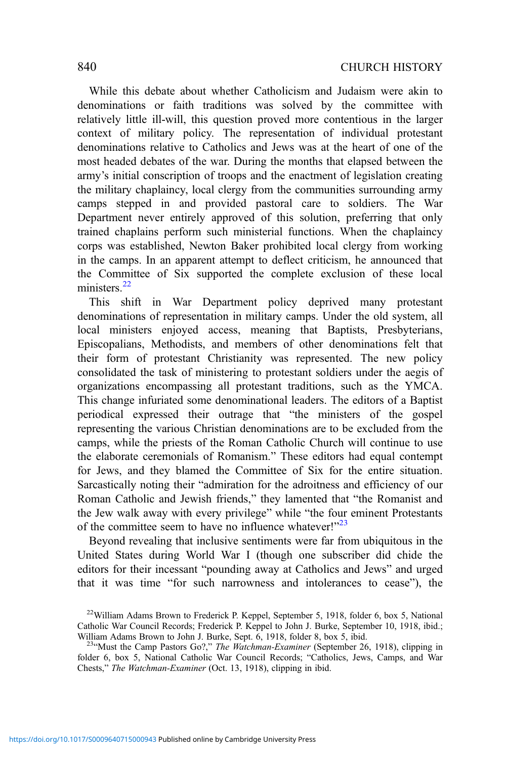While this debate about whether Catholicism and Judaism were akin to denominations or faith traditions was solved by the committee with relatively little ill-will, this question proved more contentious in the larger context of military policy. The representation of individual protestant denominations relative to Catholics and Jews was at the heart of one of the most headed debates of the war. During the months that elapsed between the army's initial conscription of troops and the enactment of legislation creating the military chaplaincy, local clergy from the communities surrounding army camps stepped in and provided pastoral care to soldiers. The War Department never entirely approved of this solution, preferring that only trained chaplains perform such ministerial functions. When the chaplaincy corps was established, Newton Baker prohibited local clergy from working in the camps. In an apparent attempt to deflect criticism, he announced that the Committee of Six supported the complete exclusion of these local ministers.[22]

This shift in War Department policy deprived many protestant denominations of representation in military camps. Under the old system, all local ministers enjoyed access, meaning that Baptists, Presbyterians, Episcopalians, Methodists, and members of other denominations felt that their form of protestant Christianity was represented. The new policy consolidated the task of ministering to protestant soldiers under the aegis of organizations encompassing all protestant traditions, such as the YMCA. This change infuriated some denominational leaders. The editors of a Baptist periodical expressed their outrage that "the ministers of the gospel representing the various Christian denominations are to be excluded from the camps, while the priests of the Roman Catholic Church will continue to use the elaborate ceremonials of Romanism." These editors had equal contempt for Jews, and they blamed the Committee of Six for the entire situation. Sarcastically noting their "admiration for the adroitness and efficiency of our Roman Catholic and Jewish friends," they lamented that "the Romanist and the Jew walk away with every privilege" while "the four eminent Protestants of the committee seem to have no influence whatever!"[23]

Beyond revealing that inclusive sentiments were far from ubiquitous in the United States during World War I (though one subscriber did chide the editors for their incessant "pounding away at Catholics and Jews" and urged that it was time "for such narrowness and intolerances to cease"), the

[22]William Adams Brown to Frederick P. Keppel, September 5, 1918, folder 6, box 5, National Catholic War Council Records; Frederick P. Keppel to John J. Burke, September 10, 1918, ibid.; William Adams Brown to John J. Burke, Sept. 6, 1918, folder 8, box 5, ibid.

[23]"Must the Camp Pastors Go?," *The Watchman-Examiner* (September 26, 1918), clipping in folder 6, box 5, National Catholic War Council Records; "Catholics, Jews, Camps, and War Chests," *The Watchman-Examiner* (Oct. 13, 1918), clipping in ibid.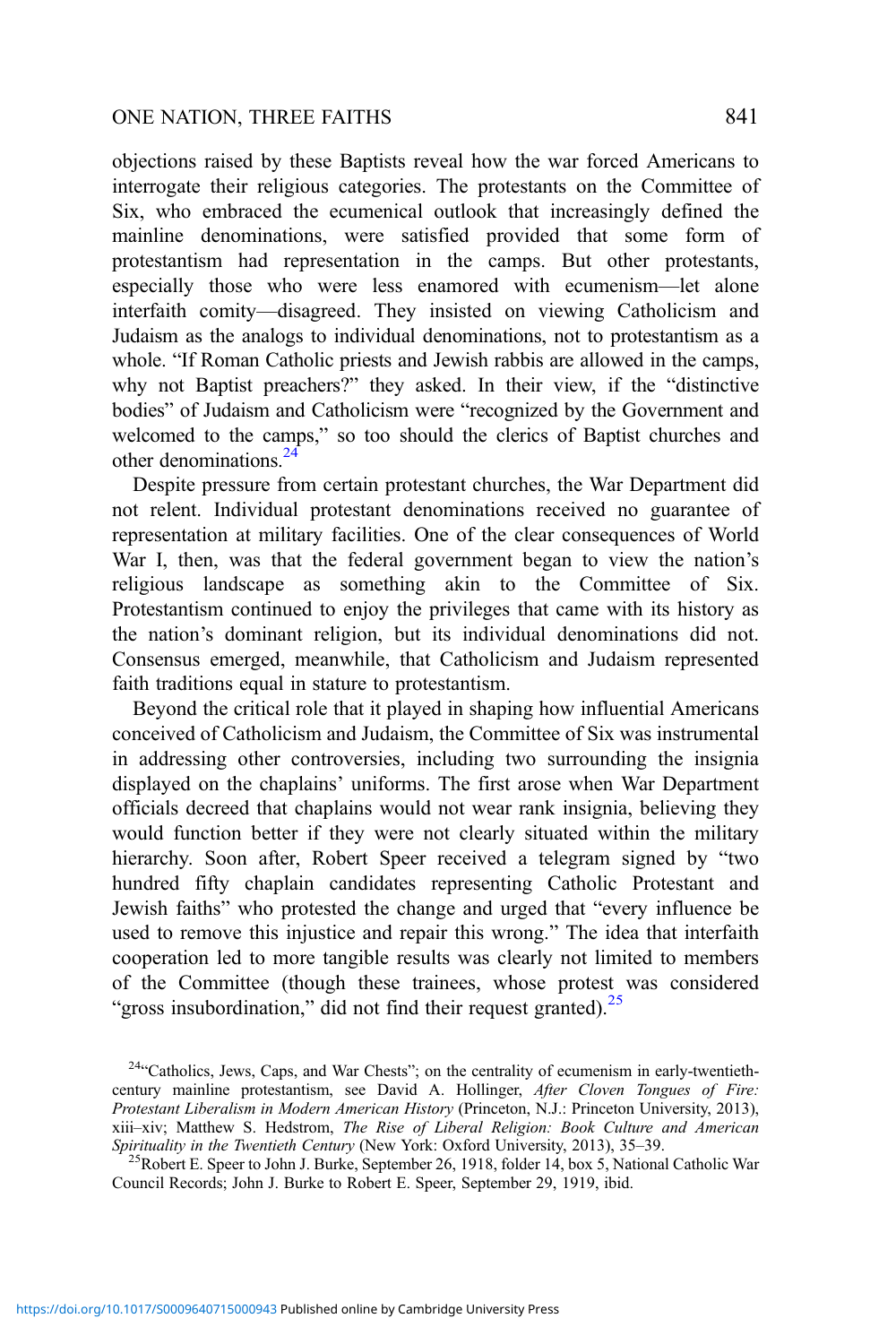objections raised by these Baptists reveal how the war forced Americans to interrogate their religious categories. The protestants on the Committee of Six, who embraced the ecumenical outlook that increasingly defined the mainline denominations, were satisfied provided that some form of protestantism had representation in the camps. But other protestants, especially those who were less enamored with ecumenism—let alone interfaith comity—disagreed. They insisted on viewing Catholicism and Judaism as the analogs to individual denominations, not to protestantism as a whole. "If Roman Catholic priests and Jewish rabbis are allowed in the camps, why not Baptist preachers?" they asked. In their view, if the "distinctive bodies" of Judaism and Catholicism were "recognized by the Government and welcomed to the camps," so too should the clerics of Baptist churches and other denominations.[24]

Despite pressure from certain protestant churches, the War Department did not relent. Individual protestant denominations received no guarantee of representation at military facilities. One of the clear consequences of World War I, then, was that the federal government began to view the nation's religious landscape as something akin to the Committee of Six. Protestantism continued to enjoy the privileges that came with its history as the nation's dominant religion, but its individual denominations did not. Consensus emerged, meanwhile, that Catholicism and Judaism represented faith traditions equal in stature to protestantism.

Beyond the critical role that it played in shaping how influential Americans conceived of Catholicism and Judaism, the Committee of Six was instrumental in addressing other controversies, including two surrounding the insignia displayed on the chaplains' uniforms. The first arose when War Department officials decreed that chaplains would not wear rank insignia, believing they would function better if they were not clearly situated within the military hierarchy. Soon after, Robert Speer received a telegram signed by "two hundred fifty chaplain candidates representing Catholic Protestant and Jewish faiths" who protested the change and urged that "every influence be used to remove this injustice and repair this wrong." The idea that interfaith cooperation led to more tangible results was clearly not limited to members of the Committee (though these trainees, whose protest was considered "gross insubordination," did not find their request granted).[25]

[24] "Catholics, Jews, Caps, and War Chests"; on the centrality of ecumenism in early-twentieth-century mainline protestantism, see David A. Hollinger, *After Cloven Tongues of Fire: Protestant Liberalism in Modern American History* (Princeton, N.J.: Princeton University, 2013), xiii–xiv; Matthew S. Hedstrom, *The Rise of Liberal Religion: Book Culture and American Spirituality in the Twentieth Century* (New York: Oxford University, 2013), 35–39.

[25] Robert E. Speer to John J. Burke, September 26, 1918, folder 14, box 5, National Catholic War Council Records; John J. Burke to Robert E. Speer, September 29, 1919, ibid.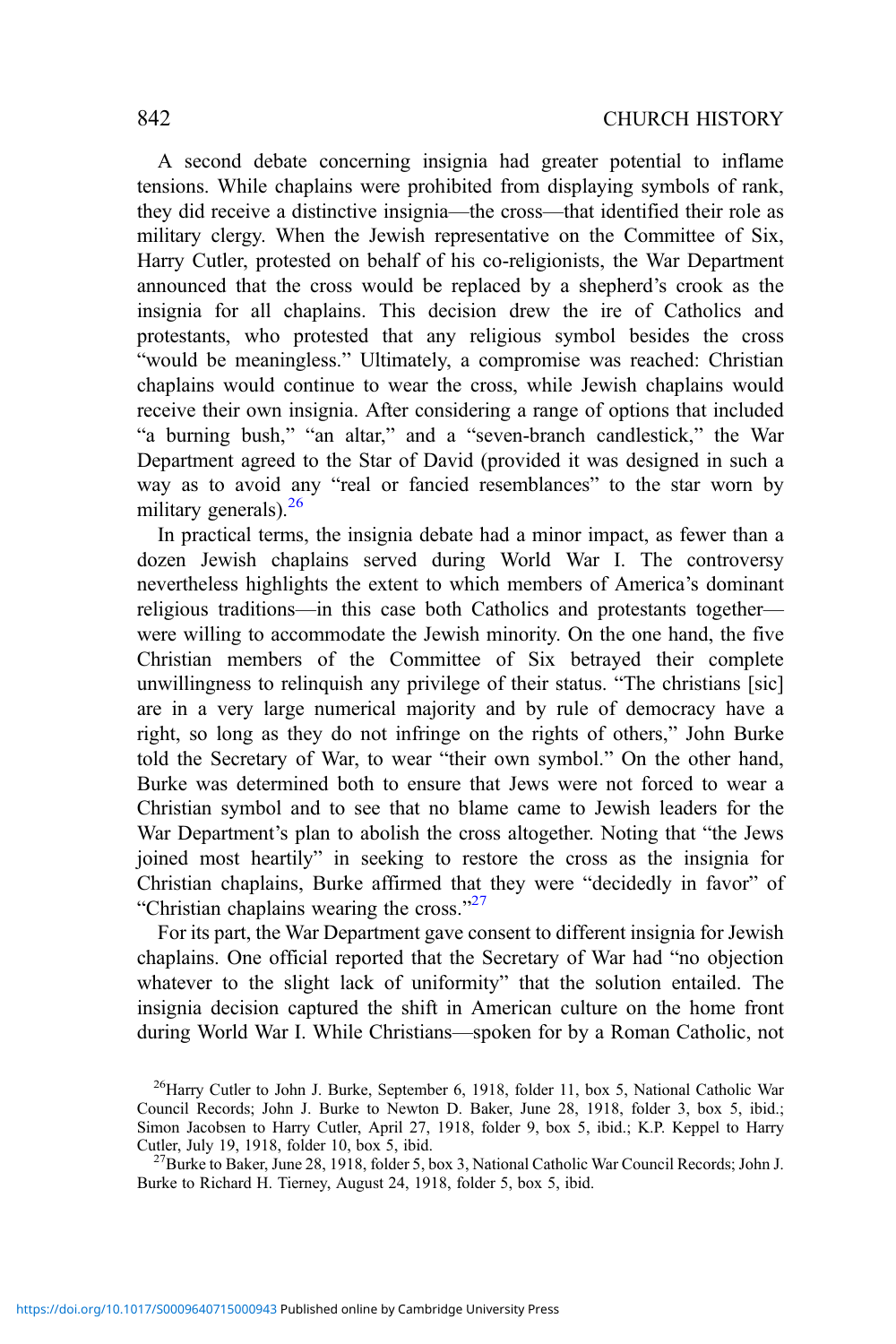A second debate concerning insignia had greater potential to inflame tensions. While chaplains were prohibited from displaying symbols of rank, they did receive a distinctive insignia—the cross—that identified their role as military clergy. When the Jewish representative on the Committee of Six, Harry Cutler, protested on behalf of his co-religionists, the War Department announced that the cross would be replaced by a shepherd's crook as the insignia for all chaplains. This decision drew the ire of Catholics and protestants, who protested that any religious symbol besides the cross "would be meaningless." Ultimately, a compromise was reached: Christian chaplains would continue to wear the cross, while Jewish chaplains would receive their own insignia. After considering a range of options that included "a burning bush," "an altar," and a "seven-branch candlestick," the War Department agreed to the Star of David (provided it was designed in such a way as to avoid any "real or fancied resemblances" to the star worn by military generals).[26]

In practical terms, the insignia debate had a minor impact, as fewer than a dozen Jewish chaplains served during World War I. The controversy nevertheless highlights the extent to which members of America's dominant religious traditions—in this case both Catholics and protestants together—were willing to accommodate the Jewish minority. On the one hand, the five Christian members of the Committee of Six betrayed their complete unwillingness to relinquish any privilege of their status. "The christians [sic] are in a very large numerical majority and by rule of democracy have a right, so long as they do not infringe on the rights of others," John Burke told the Secretary of War, to wear "their own symbol." On the other hand, Burke was determined both to ensure that Jews were not forced to wear a Christian symbol and to see that no blame came to Jewish leaders for the War Department's plan to abolish the cross altogether. Noting that "the Jews joined most heartily" in seeking to restore the cross as the insignia for Christian chaplains, Burke affirmed that they were "decidedly in favor" of "Christian chaplains wearing the cross."[27]

For its part, the War Department gave consent to different insignia for Jewish chaplains. One official reported that the Secretary of War had "no objection whatever to the slight lack of uniformity" that the solution entailed. The insignia decision captured the shift in American culture on the home front during World War I. While Christians—spoken for by a Roman Catholic, not

[26]Harry Cutler to John J. Burke, September 6, 1918, folder 11, box 5, National Catholic War Council Records; John J. Burke to Newton D. Baker, June 28, 1918, folder 3, box 5, ibid.; Simon Jacobsen to Harry Cutler, April 27, 1918, folder 9, box 5, ibid.; K.P. Keppel to Harry Cutler, July 19, 1918, folder 10, box 5, ibid.

[27]Burke to Baker, June 28, 1918, folder 5, box 3, National Catholic War Council Records; John J. Burke to Richard H. Tierney, August 24, 1918, folder 5, box 5, ibid.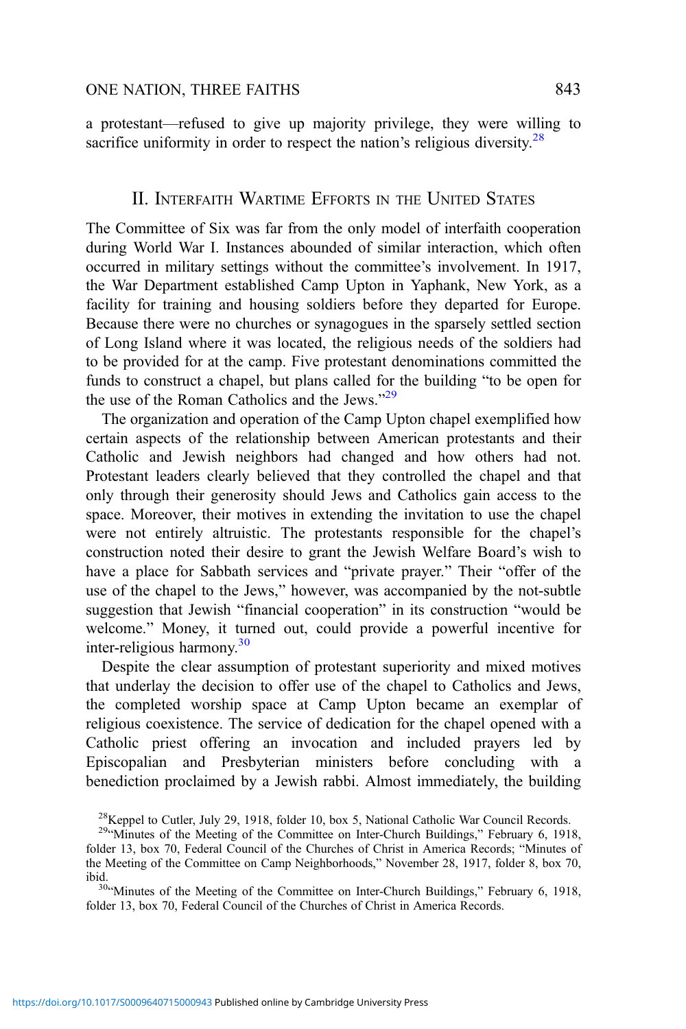a protestant—refused to give up majority privilege, they were willing to sacrifice uniformity in order to respect the nation's religious diversity.[28]

## II. Interfaith Wartime Efforts in the United States

The Committee of Six was far from the only model of interfaith cooperation during World War I. Instances abounded of similar interaction, which often occurred in military settings without the committee's involvement. In 1917, the War Department established Camp Upton in Yaphank, New York, as a facility for training and housing soldiers before they departed for Europe. Because there were no churches or synagogues in the sparsely settled section of Long Island where it was located, the religious needs of the soldiers had to be provided for at the camp. Five protestant denominations committed the funds to construct a chapel, but plans called for the building "to be open for the use of the Roman Catholics and the Jews."[29]

The organization and operation of the Camp Upton chapel exemplified how certain aspects of the relationship between American protestants and their Catholic and Jewish neighbors had changed and how others had not. Protestant leaders clearly believed that they controlled the chapel and that only through their generosity should Jews and Catholics gain access to the space. Moreover, their motives in extending the invitation to use the chapel were not entirely altruistic. The protestants responsible for the chapel's construction noted their desire to grant the Jewish Welfare Board's wish to have a place for Sabbath services and "private prayer." Their "offer of the use of the chapel to the Jews," however, was accompanied by the not-subtle suggestion that Jewish "financial cooperation" in its construction "would be welcome." Money, it turned out, could provide a powerful incentive for inter-religious harmony.[30]

Despite the clear assumption of protestant superiority and mixed motives that underlay the decision to offer use of the chapel to Catholics and Jews, the completed worship space at Camp Upton became an exemplar of religious coexistence. The service of dedication for the chapel opened with a Catholic priest offering an invocation and included prayers led by Episcopalian and Presbyterian ministers before concluding with a benediction proclaimed by a Jewish rabbi. Almost immediately, the building

[28] Keppel to Cutler, July 29, 1918, folder 10, box 5, National Catholic War Council Records.

[29] "Minutes of the Meeting of the Committee on Inter-Church Buildings," February 6, 1918, folder 13, box 70, Federal Council of the Churches of Christ in America Records; "Minutes of the Meeting of the Committee on Camp Neighborhoods," November 28, 1917, folder 8, box 70, ibid.

[30] "Minutes of the Meeting of the Committee on Inter-Church Buildings," February 6, 1918, folder 13, box 70, Federal Council of the Churches of Christ in America Records.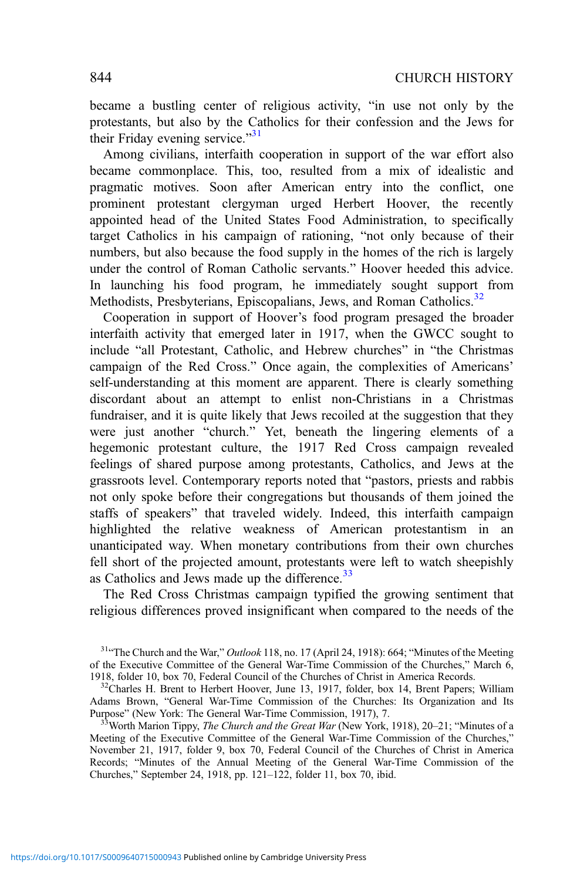became a bustling center of religious activity, "in use not only by the protestants, but also by the Catholics for their confession and the Jews for their Friday evening service."[31]

Among civilians, interfaith cooperation in support of the war effort also became commonplace. This, too, resulted from a mix of idealistic and pragmatic motives. Soon after American entry into the conflict, one prominent protestant clergyman urged Herbert Hoover, the recently appointed head of the United States Food Administration, to specifically target Catholics in his campaign of rationing, "not only because of their numbers, but also because the food supply in the homes of the rich is largely under the control of Roman Catholic servants." Hoover heeded this advice. In launching his food program, he immediately sought support from Methodists, Presbyterians, Episcopalians, Jews, and Roman Catholics.[32]

Cooperation in support of Hoover's food program presaged the broader interfaith activity that emerged later in 1917, when the GWCC sought to include "all Protestant, Catholic, and Hebrew churches" in "the Christmas campaign of the Red Cross." Once again, the complexities of Americans' self-understanding at this moment are apparent. There is clearly something discordant about an attempt to enlist non-Christians in a Christmas fundraiser, and it is quite likely that Jews recoiled at the suggestion that they were just another "church." Yet, beneath the lingering elements of a hegemonic protestant culture, the 1917 Red Cross campaign revealed feelings of shared purpose among protestants, Catholics, and Jews at the grassroots level. Contemporary reports noted that "pastors, priests and rabbis not only spoke before their congregations but thousands of them joined the staffs of speakers" that traveled widely. Indeed, this interfaith campaign highlighted the relative weakness of American protestantism in an unanticipated way. When monetary contributions from their own churches fell short of the projected amount, protestants were left to watch sheepishly as Catholics and Jews made up the difference.[33]

The Red Cross Christmas campaign typified the growing sentiment that religious differences proved insignificant when compared to the needs of the

[31] "The Church and the War," *Outlook* 118, no. 17 (April 24, 1918): 664; "Minutes of the Meeting of the Executive Committee of the General War-Time Commission of the Churches," March 6, 1918, folder 10, box 70, Federal Council of the Churches of Christ in America Records.

[32] Charles H. Brent to Herbert Hoover, June 13, 1917, folder, box 14, Brent Papers; William Adams Brown, "General War-Time Commission of the Churches: Its Organization and Its Purpose" (New York: The General War-Time Commission, 1917), 7.

[33] Worth Marion Tippy, *The Church and the Great War* (New York, 1918), 20–21; "Minutes of a Meeting of the Executive Committee of the General War-Time Commission of the Churches," November 21, 1917, folder 9, box 70, Federal Council of the Churches of Christ in America Records; "Minutes of the Annual Meeting of the General War-Time Commission of the Churches," September 24, 1918, pp. 121–122, folder 11, box 70, ibid.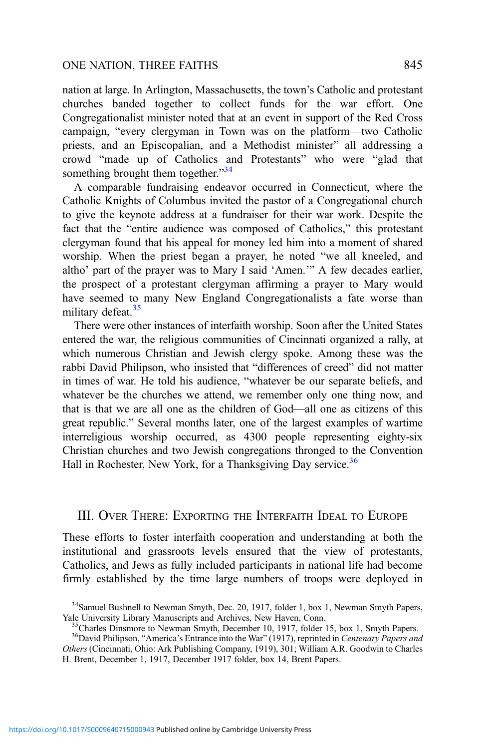nation at large. In Arlington, Massachusetts, the town's Catholic and protestant churches banded together to collect funds for the war effort. One Congregationalist minister noted that at an event in support of the Red Cross campaign, "every clergyman in Town was on the platform—two Catholic priests, and an Episcopalian, and a Methodist minister" all addressing a crowd "made up of Catholics and Protestants" who were "glad that something brought them together."[34]

A comparable fundraising endeavor occurred in Connecticut, where the Catholic Knights of Columbus invited the pastor of a Congregational church to give the keynote address at a fundraiser for their war work. Despite the fact that the "entire audience was composed of Catholics," this protestant clergyman found that his appeal for money led him into a moment of shared worship. When the priest began a prayer, he noted "we all kneeled, and altho' part of the prayer was to Mary I said 'Amen.'" A few decades earlier, the prospect of a protestant clergyman affirming a prayer to Mary would have seemed to many New England Congregationalists a fate worse than military defeat.[35]

There were other instances of interfaith worship. Soon after the United States entered the war, the religious communities of Cincinnati organized a rally, at which numerous Christian and Jewish clergy spoke. Among these was the rabbi David Philipson, who insisted that "differences of creed" did not matter in times of war. He told his audience, "whatever be our separate beliefs, and whatever be the churches we attend, we remember only one thing now, and that is that we are all one as the children of God—all one as citizens of this great republic." Several months later, one of the largest examples of wartime interreligious worship occurred, as 4300 people representing eighty-six Christian churches and two Jewish congregations thronged to the Convention Hall in Rochester, New York, for a Thanksgiving Day service.[36]

## III. Over There: Exporting the Interfaith Ideal to Europe

These efforts to foster interfaith cooperation and understanding at both the institutional and grassroots levels ensured that the view of protestants, Catholics, and Jews as fully included participants in national life had become firmly established by the time large numbers of troops were deployed in

[34] Samuel Bushnell to Newman Smyth, Dec. 20, 1917, folder 1, box 1, Newman Smyth Papers, Yale University Library Manuscripts and Archives, New Haven, Conn.

[35] Charles Dinsmore to Newman Smyth, December 10, 1917, folder 15, box 1, Smyth Papers.

[36] David Philipson, "America's Entrance into the War" (1917), reprinted in *Centenary Papers and Others* (Cincinnati, Ohio: Ark Publishing Company, 1919), 301; William A.R. Goodwin to Charles H. Brent, December 1, 1917, December 1917 folder, box 14, Brent Papers.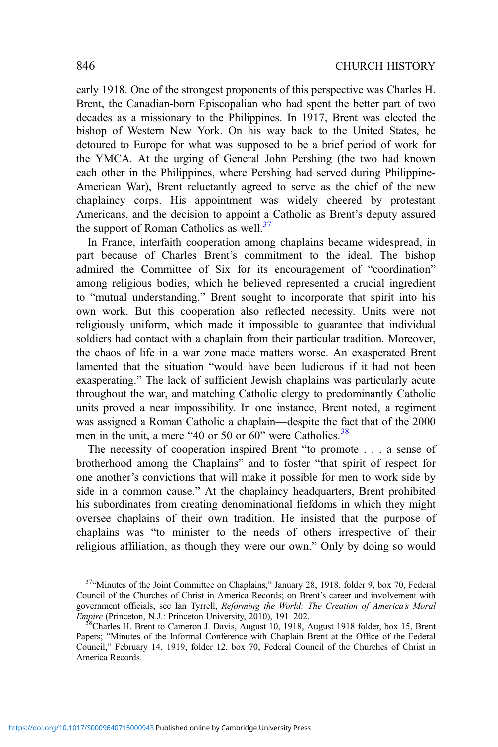early 1918. One of the strongest proponents of this perspective was Charles H. Brent, the Canadian-born Episcopalian who had spent the better part of two decades as a missionary to the Philippines. In 1917, Brent was elected the bishop of Western New York. On his way back to the United States, he detoured to Europe for what was supposed to be a brief period of work for the YMCA. At the urging of General John Pershing (the two had known each other in the Philippines, where Pershing had served during Philippine-American War), Brent reluctantly agreed to serve as the chief of the new chaplaincy corps. His appointment was widely cheered by protestant Americans, and the decision to appoint a Catholic as Brent's deputy assured the support of Roman Catholics as well.[37]

In France, interfaith cooperation among chaplains became widespread, in part because of Charles Brent's commitment to the ideal. The bishop admired the Committee of Six for its encouragement of "coordination" among religious bodies, which he believed represented a crucial ingredient to "mutual understanding." Brent sought to incorporate that spirit into his own work. But this cooperation also reflected necessity. Units were not religiously uniform, which made it impossible to guarantee that individual soldiers had contact with a chaplain from their particular tradition. Moreover, the chaos of life in a war zone made matters worse. An exasperated Brent lamented that the situation "would have been ludicrous if it had not been exasperating." The lack of sufficient Jewish chaplains was particularly acute throughout the war, and matching Catholic clergy to predominantly Catholic units proved a near impossibility. In one instance, Brent noted, a regiment was assigned a Roman Catholic a chaplain—despite the fact that of the 2000 men in the unit, a mere "40 or 50 or 60" were Catholics.[38]

The necessity of cooperation inspired Brent "to promote . . . a sense of brotherhood among the Chaplains" and to foster "that spirit of respect for one another's convictions that will make it possible for men to work side by side in a common cause." At the chaplaincy headquarters, Brent prohibited his subordinates from creating denominational fiefdoms in which they might oversee chaplains of their own tradition. He insisted that the purpose of chaplains was "to minister to the needs of others irrespective of their religious affiliation, as though they were our own." Only by doing so would

[37]"Minutes of the Joint Committee on Chaplains," January 28, 1918, folder 9, box 70, Federal Council of the Churches of Christ in America Records; on Brent's career and involvement with government officials, see Ian Tyrrell, *Reforming the World: The Creation of America's Moral Empire* (Princeton, N.J.: Princeton University, 2010), 191–202.

[38]Charles H. Brent to Cameron J. Davis, August 10, 1918, August 1918 folder, box 15, Brent Papers; "Minutes of the Informal Conference with Chaplain Brent at the Office of the Federal Council," February 14, 1919, folder 12, box 70, Federal Council of the Churches of Christ in America Records.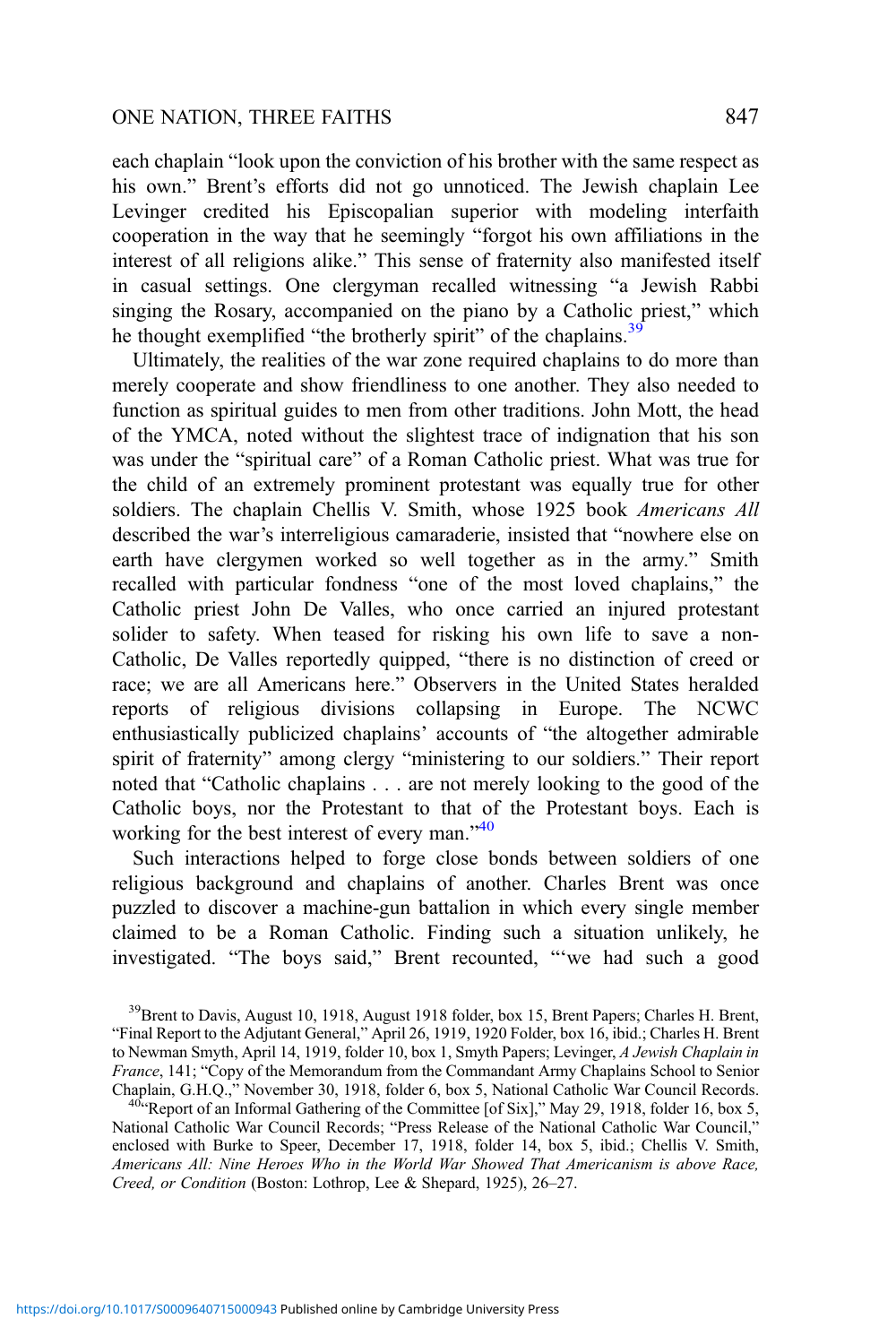each chaplain "look upon the conviction of his brother with the same respect as his own." Brent's efforts did not go unnoticed. The Jewish chaplain Lee Levinger credited his Episcopalian superior with modeling interfaith cooperation in the way that he seemingly "forgot his own affiliations in the interest of all religions alike." This sense of fraternity also manifested itself in casual settings. One clergyman recalled witnessing "a Jewish Rabbi singing the Rosary, accompanied on the piano by a Catholic priest," which he thought exemplified "the brotherly spirit" of the chaplains.[39]

Ultimately, the realities of the war zone required chaplains to do more than merely cooperate and show friendliness to one another. They also needed to function as spiritual guides to men from other traditions. John Mott, the head of the YMCA, noted without the slightest trace of indignation that his son was under the "spiritual care" of a Roman Catholic priest. What was true for the child of an extremely prominent protestant was equally true for other soldiers. The chaplain Chellis V. Smith, whose 1925 book *Americans All* described the war's interreligious camaraderie, insisted that "nowhere else on earth have clergymen worked so well together as in the army." Smith recalled with particular fondness "one of the most loved chaplains," the Catholic priest John De Valles, who once carried an injured protestant solider to safety. When teased for risking his own life to save a non-Catholic, De Valles reportedly quipped, "there is no distinction of creed or race; we are all Americans here." Observers in the United States heralded reports of religious divisions collapsing in Europe. The NCWC enthusiastically publicized chaplains' accounts of "the altogether admirable spirit of fraternity" among clergy "ministering to our soldiers." Their report noted that "Catholic chaplains . . . are not merely looking to the good of the Catholic boys, nor the Protestant to that of the Protestant boys. Each is working for the best interest of every man."[40]

Such interactions helped to forge close bonds between soldiers of one religious background and chaplains of another. Charles Brent was once puzzled to discover a machine-gun battalion in which every single member claimed to be a Roman Catholic. Finding such a situation unlikely, he investigated. "The boys said," Brent recounted, "'we had such a good

[39]Brent to Davis, August 10, 1918, August 1918 folder, box 15, Brent Papers; Charles H. Brent, "Final Report to the Adjutant General," April 26, 1919, 1920 Folder, box 16, ibid.; Charles H. Brent to Newman Smyth, April 14, 1919, folder 10, box 1, Smyth Papers; Levinger, *A Jewish Chaplain in France*, 141; "Copy of the Memorandum from the Commandant Army Chaplains School to Senior Chaplain, G.H.Q.," November 30, 1918, folder 6, box 5, National Catholic War Council Records.

[40]"Report of an Informal Gathering of the Committee [of Six]," May 29, 1918, folder 16, box 5, National Catholic War Council Records; "Press Release of the National Catholic War Council," enclosed with Burke to Speer, December 17, 1918, folder 14, box 5, ibid.; Chellis V. Smith, *Americans All: Nine Heroes Who in the World War Showed That Americanism is above Race, Creed, or Condition* (Boston: Lothrop, Lee & Shepard, 1925), 26–27.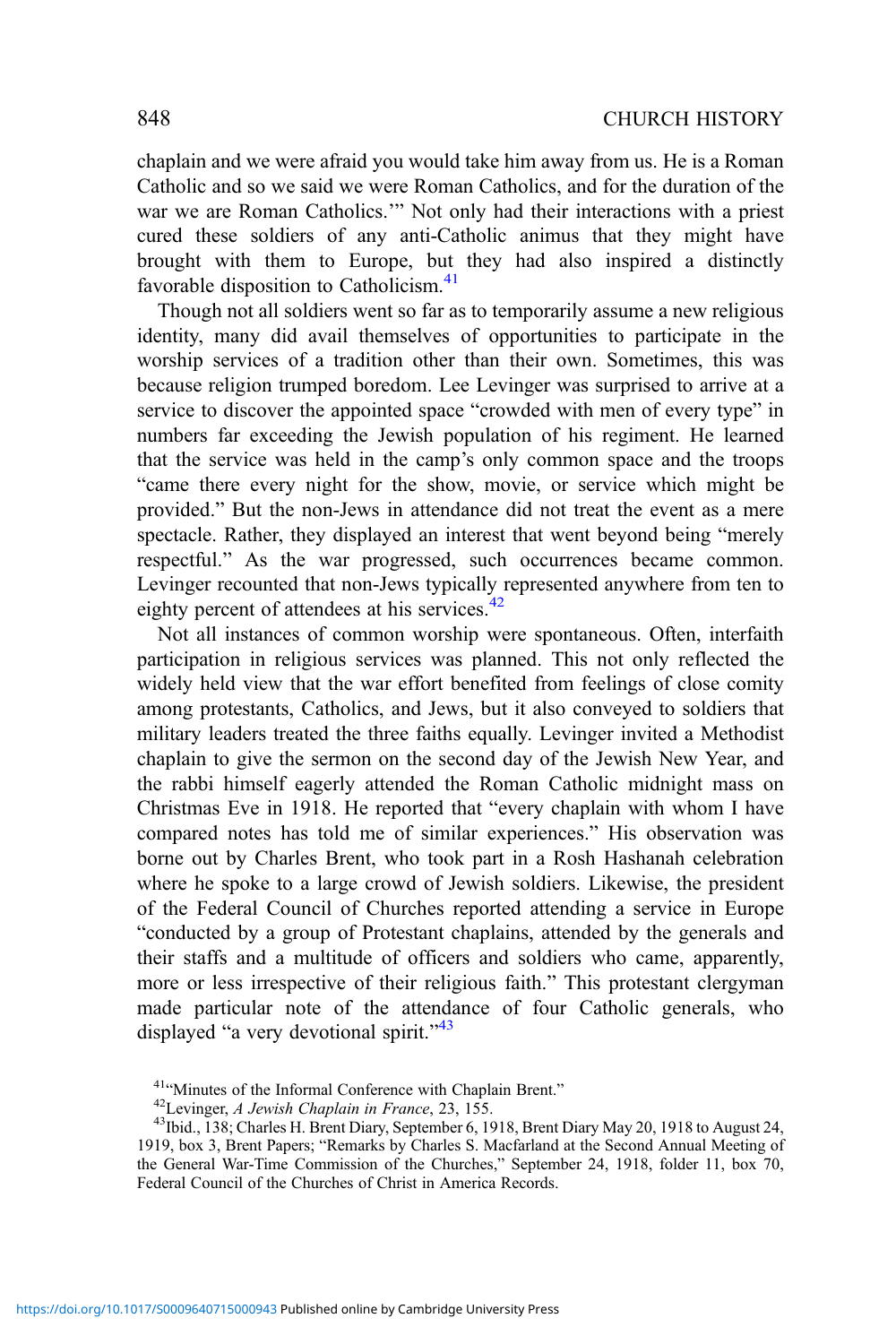chaplain and we were afraid you would take him away from us. He is a Roman Catholic and so we said we were Roman Catholics, and for the duration of the war we are Roman Catholics.'" Not only had their interactions with a priest cured these soldiers of any anti-Catholic animus that they might have brought with them to Europe, but they had also inspired a distinctly favorable disposition to Catholicism.[41]

Though not all soldiers went so far as to temporarily assume a new religious identity, many did avail themselves of opportunities to participate in the worship services of a tradition other than their own. Sometimes, this was because religion trumped boredom. Lee Levinger was surprised to arrive at a service to discover the appointed space "crowded with men of every type" in numbers far exceeding the Jewish population of his regiment. He learned that the service was held in the camp's only common space and the troops "came there every night for the show, movie, or service which might be provided." But the non-Jews in attendance did not treat the event as a mere spectacle. Rather, they displayed an interest that went beyond being "merely respectful." As the war progressed, such occurrences became common. Levinger recounted that non-Jews typically represented anywhere from ten to eighty percent of attendees at his services.[42]

Not all instances of common worship were spontaneous. Often, interfaith participation in religious services was planned. This not only reflected the widely held view that the war effort benefited from feelings of close comity among protestants, Catholics, and Jews, but it also conveyed to soldiers that military leaders treated the three faiths equally. Levinger invited a Methodist chaplain to give the sermon on the second day of the Jewish New Year, and the rabbi himself eagerly attended the Roman Catholic midnight mass on Christmas Eve in 1918. He reported that "every chaplain with whom I have compared notes has told me of similar experiences." His observation was borne out by Charles Brent, who took part in a Rosh Hashanah celebration where he spoke to a large crowd of Jewish soldiers. Likewise, the president of the Federal Council of Churches reported attending a service in Europe "conducted by a group of Protestant chaplains, attended by the generals and their staffs and a multitude of officers and soldiers who came, apparently, more or less irrespective of their religious faith." This protestant clergyman made particular note of the attendance of four Catholic generals, who displayed "a very devotional spirit."[43]

[41]"Minutes of the Informal Conference with Chaplain Brent."

[42]Levinger, *A Jewish Chaplain in France*, 23, 155.

[43]Ibid., 138; Charles H. Brent Diary, September 6, 1918, Brent Diary May 20, 1918 to August 24, 1919, box 3, Brent Papers; "Remarks by Charles S. Macfarland at the Second Annual Meeting of the General War-Time Commission of the Churches," September 24, 1918, folder 11, box 70, Federal Council of the Churches of Christ in America Records.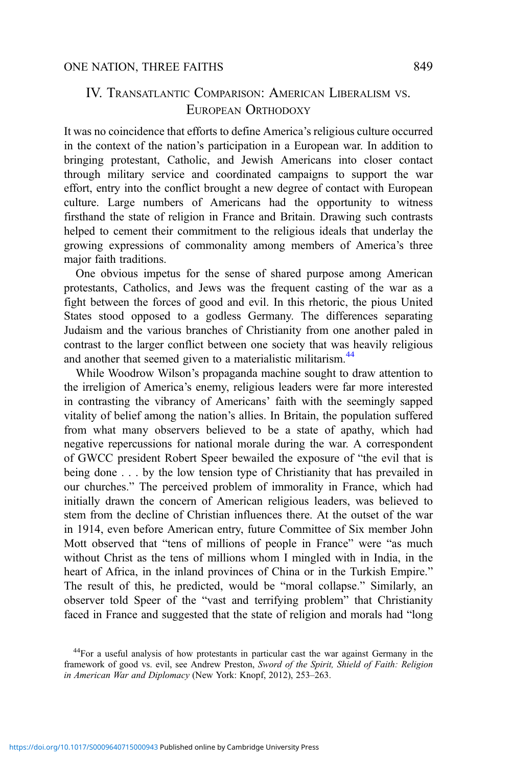## IV. Transatlantic Comparison: American Liberalism vs. European Orthodoxy

It was no coincidence that efforts to define America's religious culture occurred in the context of the nation's participation in a European war. In addition to bringing protestant, Catholic, and Jewish Americans into closer contact through military service and coordinated campaigns to support the war effort, entry into the conflict brought a new degree of contact with European culture. Large numbers of Americans had the opportunity to witness firsthand the state of religion in France and Britain. Drawing such contrasts helped to cement their commitment to the religious ideals that underlay the growing expressions of commonality among members of America's three major faith traditions.

One obvious impetus for the sense of shared purpose among American protestants, Catholics, and Jews was the frequent casting of the war as a fight between the forces of good and evil. In this rhetoric, the pious United States stood opposed to a godless Germany. The differences separating Judaism and the various branches of Christianity from one another paled in contrast to the larger conflict between one society that was heavily religious and another that seemed given to a materialistic militarism.[44]

While Woodrow Wilson's propaganda machine sought to draw attention to the irreligion of America's enemy, religious leaders were far more interested in contrasting the vibrancy of Americans' faith with the seemingly sapped vitality of belief among the nation's allies. In Britain, the population suffered from what many observers believed to be a state of apathy, which had negative repercussions for national morale during the war. A correspondent of GWCC president Robert Speer bewailed the exposure of "the evil that is being done . . . by the low tension type of Christianity that has prevailed in our churches." The perceived problem of immorality in France, which had initially drawn the concern of American religious leaders, was believed to stem from the decline of Christian influences there. At the outset of the war in 1914, even before American entry, future Committee of Six member John Mott observed that "tens of millions of people in France" were "as much without Christ as the tens of millions whom I mingled with in India, in the heart of Africa, in the inland provinces of China or in the Turkish Empire." The result of this, he predicted, would be "moral collapse." Similarly, an observer told Speer of the "vast and terrifying problem" that Christianity faced in France and suggested that the state of religion and morals had "long

[44] For a useful analysis of how protestants in particular cast the war against Germany in the framework of good vs. evil, see Andrew Preston, *Sword of the Spirit, Shield of Faith: Religion in American War and Diplomacy* (New York: Knopf, 2012), 253–263.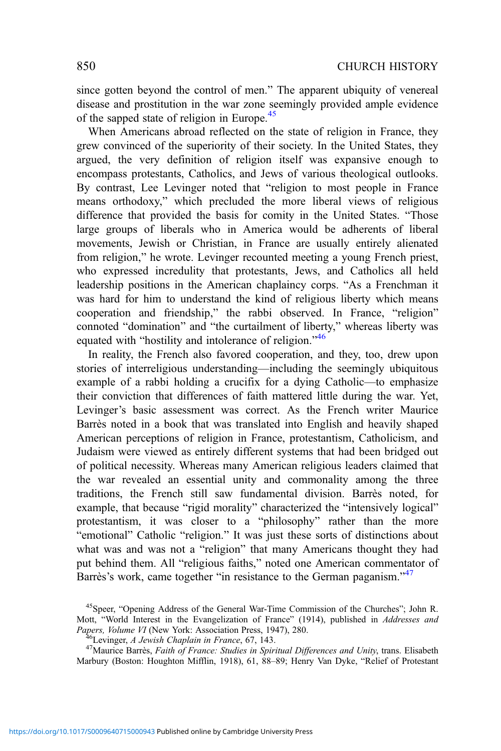since gotten beyond the control of men." The apparent ubiquity of venereal disease and prostitution in the war zone seemingly provided ample evidence of the sapped state of religion in Europe.[45]

When Americans abroad reflected on the state of religion in France, they grew convinced of the superiority of their society. In the United States, they argued, the very definition of religion itself was expansive enough to encompass protestants, Catholics, and Jews of various theological outlooks. By contrast, Lee Levinger noted that "religion to most people in France means orthodoxy," which precluded the more liberal views of religious difference that provided the basis for comity in the United States. "Those large groups of liberals who in America would be adherents of liberal movements, Jewish or Christian, in France are usually entirely alienated from religion," he wrote. Levinger recounted meeting a young French priest, who expressed incredulity that protestants, Jews, and Catholics all held leadership positions in the American chaplaincy corps. "As a Frenchman it was hard for him to understand the kind of religious liberty which means cooperation and friendship," the rabbi observed. In France, "religion" connoted "domination" and "the curtailment of liberty," whereas liberty was equated with "hostility and intolerance of religion."[46]

In reality, the French also favored cooperation, and they, too, drew upon stories of interreligious understanding—including the seemingly ubiquitous example of a rabbi holding a crucifix for a dying Catholic—to emphasize their conviction that differences of faith mattered little during the war. Yet, Levinger's basic assessment was correct. As the French writer Maurice Barrès noted in a book that was translated into English and heavily shaped American perceptions of religion in France, protestantism, Catholicism, and Judaism were viewed as entirely different systems that had been bridged out of political necessity. Whereas many American religious leaders claimed that the war revealed an essential unity and commonality among the three traditions, the French still saw fundamental division. Barrès noted, for example, that because "rigid morality" characterized the "intensively logical" protestantism, it was closer to a "philosophy" rather than the more "emotional" Catholic "religion." It was just these sorts of distinctions about what was and was not a "religion" that many Americans thought they had put behind them. All "religious faiths," noted one American commentator of Barrès's work, came together "in resistance to the German paganism."[47]

[45]Speer, "Opening Address of the General War-Time Commission of the Churches"; John R. Mott, "World Interest in the Evangelization of France" (1914), published in *Addresses and Papers, Volume VI* (New York: Association Press, 1947), 280.

[46]Levinger, *A Jewish Chaplain in France*, 67, 143.

[47]Maurice Barrès, *Faith of France: Studies in Spiritual Differences and Unity*, trans. Elisabeth Marbury (Boston: Houghton Mifflin, 1918), 61, 88–89; Henry Van Dyke, "Relief of Protestant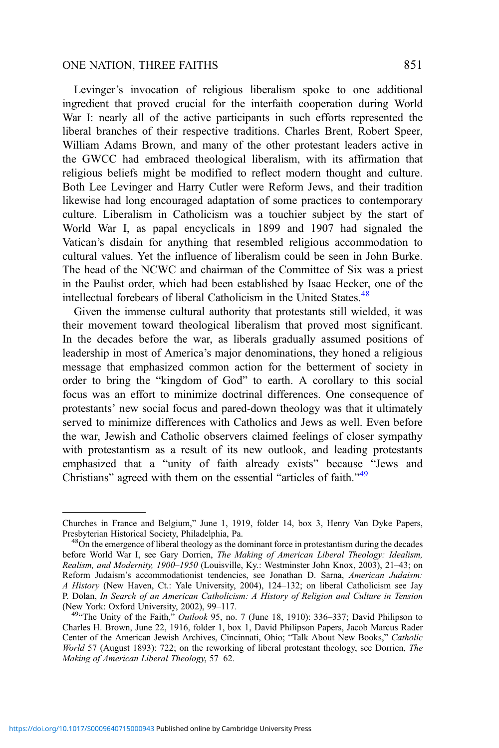Levinger's invocation of religious liberalism spoke to one additional ingredient that proved crucial for the interfaith cooperation during World War I: nearly all of the active participants in such efforts represented the liberal branches of their respective traditions. Charles Brent, Robert Speer, William Adams Brown, and many of the other protestant leaders active in the GWCC had embraced theological liberalism, with its affirmation that religious beliefs might be modified to reflect modern thought and culture. Both Lee Levinger and Harry Cutler were Reform Jews, and their tradition likewise had long encouraged adaptation of some practices to contemporary culture. Liberalism in Catholicism was a touchier subject by the start of World War I, as papal encyclicals in 1899 and 1907 had signaled the Vatican's disdain for anything that resembled religious accommodation to cultural values. Yet the influence of liberalism could be seen in John Burke. The head of the NCWC and chairman of the Committee of Six was a priest in the Paulist order, which had been established by Isaac Hecker, one of the intellectual forebears of liberal Catholicism in the United States.[48]

Given the immense cultural authority that protestants still wielded, it was their movement toward theological liberalism that proved most significant. In the decades before the war, as liberals gradually assumed positions of leadership in most of America's major denominations, they honed a religious message that emphasized common action for the betterment of society in order to bring the "kingdom of God" to earth. A corollary to this social focus was an effort to minimize doctrinal differences. One consequence of protestants' new social focus and pared-down theology was that it ultimately served to minimize differences with Catholics and Jews as well. Even before the war, Jewish and Catholic observers claimed feelings of closer sympathy with protestantism as a result of its new outlook, and leading protestants emphasized that a "unity of faith already exists" because "Jews and Christians" agreed with them on the essential "articles of faith."[49]

---

Churches in France and Belgium," June 1, 1919, folder 14, box 3, Henry Van Dyke Papers, Presbyterian Historical Society, Philadelphia, Pa.

[48]On the emergence of liberal theology as the dominant force in protestantism during the decades before World War I, see Gary Dorrien, *The Making of American Liberal Theology: Idealism, Realism, and Modernity, 1900–1950* (Louisville, Ky.: Westminster John Knox, 2003), 21–43; on Reform Judaism's accommodationist tendencies, see Jonathan D. Sarna, *American Judaism: A History* (New Haven, Ct.: Yale University, 2004), 124–132; on liberal Catholicism see Jay P. Dolan, *In Search of an American Catholicism: A History of Religion and Culture in Tension* (New York: Oxford University, 2002), 99–117.

[49]"The Unity of the Faith," *Outlook* 95, no. 7 (June 18, 1910): 336–337; David Philipson to Charles H. Brown, June 22, 1916, folder 1, box 1, David Philipson Papers, Jacob Marcus Rader Center of the American Jewish Archives, Cincinnati, Ohio; "Talk About New Books," *Catholic World* 57 (August 1893): 722; on the reworking of liberal protestant theology, see Dorrien, *The Making of American Liberal Theology*, 57–62.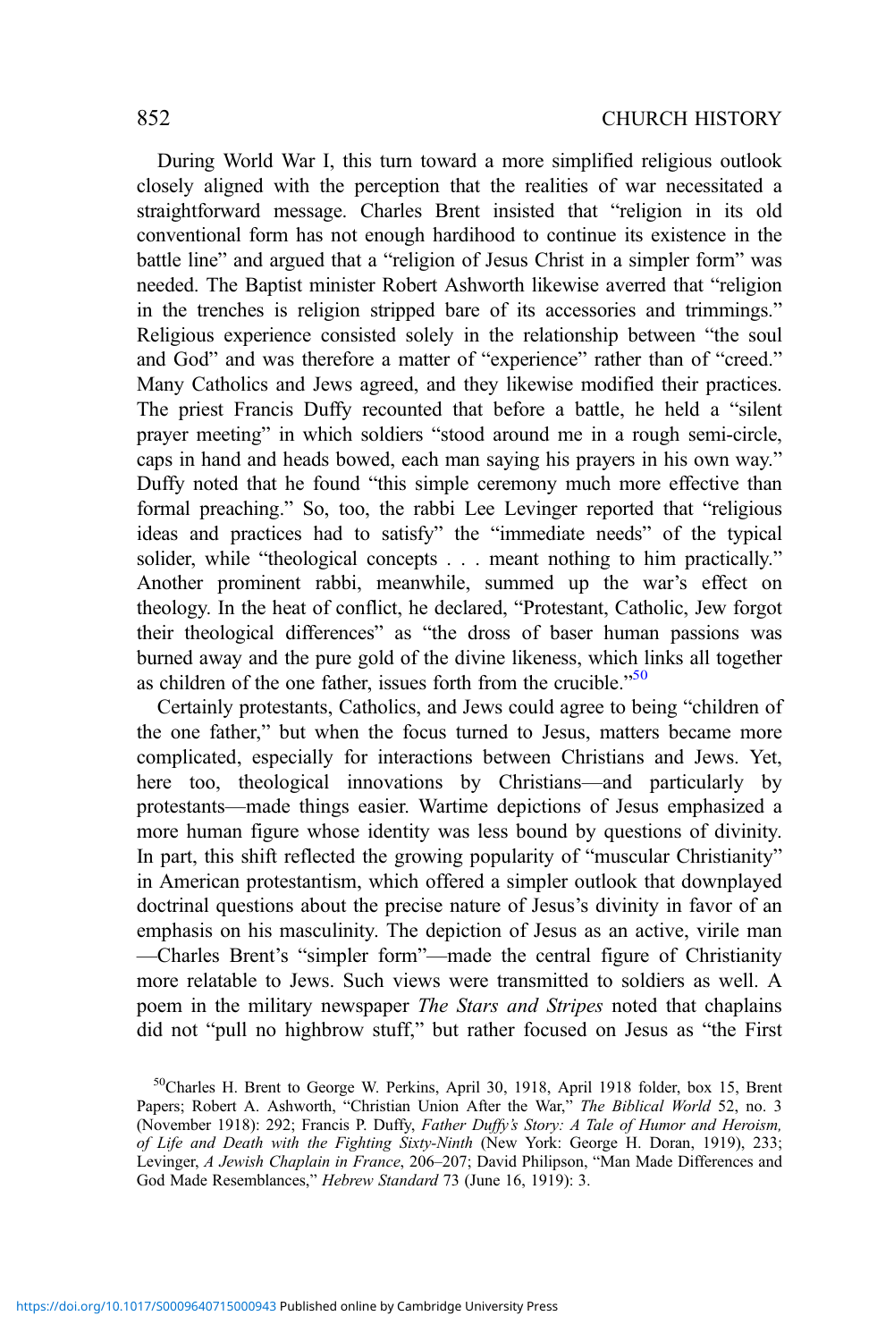During World War I, this turn toward a more simplified religious outlook closely aligned with the perception that the realities of war necessitated a straightforward message. Charles Brent insisted that "religion in its old conventional form has not enough hardihood to continue its existence in the battle line" and argued that a "religion of Jesus Christ in a simpler form" was needed. The Baptist minister Robert Ashworth likewise averred that "religion in the trenches is religion stripped bare of its accessories and trimmings." Religious experience consisted solely in the relationship between "the soul and God" and was therefore a matter of "experience" rather than of "creed." Many Catholics and Jews agreed, and they likewise modified their practices. The priest Francis Duffy recounted that before a battle, he held a "silent prayer meeting" in which soldiers "stood around me in a rough semi-circle, caps in hand and heads bowed, each man saying his prayers in his own way." Duffy noted that he found "this simple ceremony much more effective than formal preaching." So, too, the rabbi Lee Levinger reported that "religious ideas and practices had to satisfy" the "immediate needs" of the typical solider, while "theological concepts . . . meant nothing to him practically." Another prominent rabbi, meanwhile, summed up the war's effect on theology. In the heat of conflict, he declared, "Protestant, Catholic, Jew forgot their theological differences" as "the dross of baser human passions was burned away and the pure gold of the divine likeness, which links all together as children of the one father, issues forth from the crucible."[50]

Certainly protestants, Catholics, and Jews could agree to being "children of the one father," but when the focus turned to Jesus, matters became more complicated, especially for interactions between Christians and Jews. Yet, here too, theological innovations by Christians—and particularly by protestants—made things easier. Wartime depictions of Jesus emphasized a more human figure whose identity was less bound by questions of divinity. In part, this shift reflected the growing popularity of "muscular Christianity" in American protestantism, which offered a simpler outlook that downplayed doctrinal questions about the precise nature of Jesus's divinity in favor of an emphasis on his masculinity. The depiction of Jesus as an active, virile man —Charles Brent's "simpler form"—made the central figure of Christianity more relatable to Jews. Such views were transmitted to soldiers as well. A poem in the military newspaper *The Stars and Stripes* noted that chaplains did not "pull no highbrow stuff," but rather focused on Jesus as "the First

[50]Charles H. Brent to George W. Perkins, April 30, 1918, April 1918 folder, box 15, Brent Papers; Robert A. Ashworth, "Christian Union After the War," *The Biblical World* 52, no. 3 (November 1918): 292; Francis P. Duffy, *Father Duffy's Story: A Tale of Humor and Heroism, of Life and Death with the Fighting Sixty-Ninth* (New York: George H. Doran, 1919), 233; Levinger, *A Jewish Chaplain in France*, 206–207; David Philipson, "Man Made Differences and God Made Resemblances," *Hebrew Standard* 73 (June 16, 1919): 3.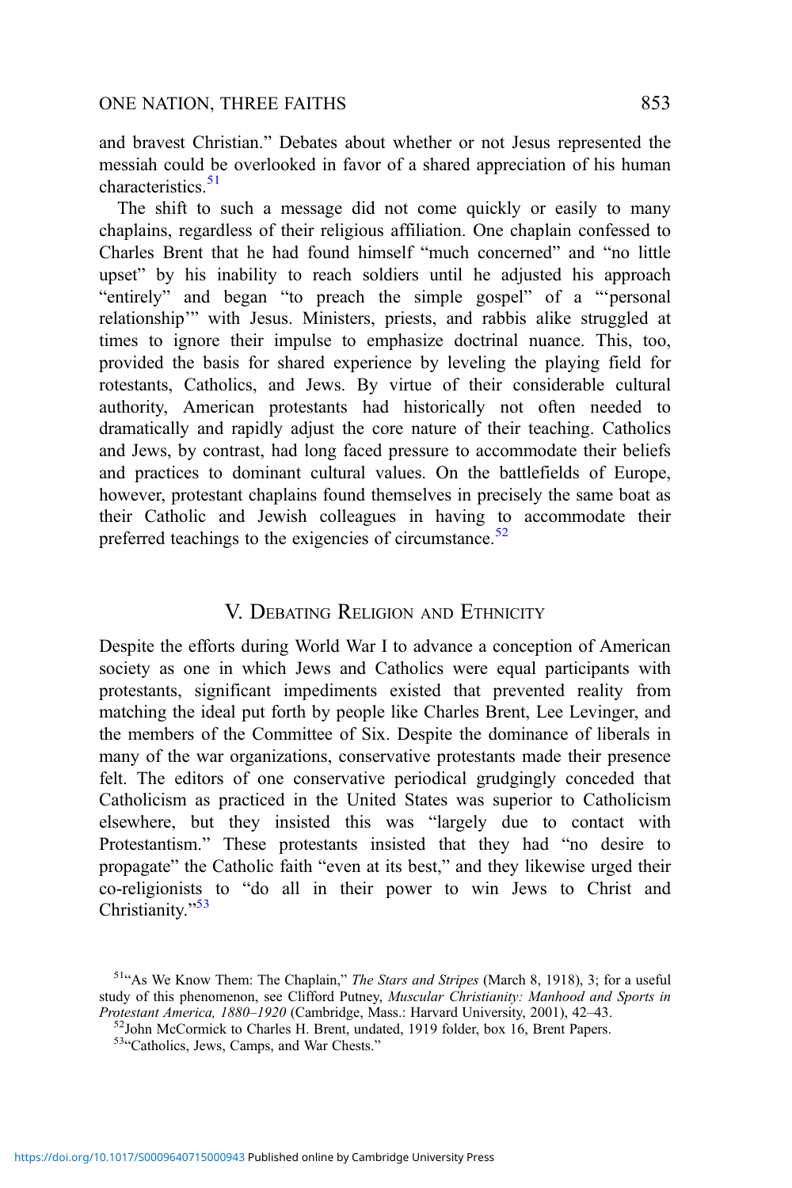and bravest Christian." Debates about whether or not Jesus represented the messiah could be overlooked in favor of a shared appreciation of his human characteristics.[51]

The shift to such a message did not come quickly or easily to many chaplains, regardless of their religious affiliation. One chaplain confessed to Charles Brent that he had found himself "much concerned" and "no little upset" by his inability to reach soldiers until he adjusted his approach "entirely" and began "to preach the simple gospel" of a "'personal relationship'" with Jesus. Ministers, priests, and rabbis alike struggled at times to ignore their impulse to emphasize doctrinal nuance. This, too, provided the basis for shared experience by leveling the playing field for rotestants, Catholics, and Jews. By virtue of their considerable cultural authority, American protestants had historically not often needed to dramatically and rapidly adjust the core nature of their teaching. Catholics and Jews, by contrast, had long faced pressure to accommodate their beliefs and practices to dominant cultural values. On the battlefields of Europe, however, protestant chaplains found themselves in precisely the same boat as their Catholic and Jewish colleagues in having to accommodate their preferred teachings to the exigencies of circumstance.[52]

## V. Debating Religion and Ethnicity

Despite the efforts during World War I to advance a conception of American society as one in which Jews and Catholics were equal participants with protestants, significant impediments existed that prevented reality from matching the ideal put forth by people like Charles Brent, Lee Levinger, and the members of the Committee of Six. Despite the dominance of liberals in many of the war organizations, conservative protestants made their presence felt. The editors of one conservative periodical grudgingly conceded that Catholicism as practiced in the United States was superior to Catholicism elsewhere, but they insisted this was "largely due to contact with Protestantism." These protestants insisted that they had "no desire to propagate" the Catholic faith "even at its best," and they likewise urged their co-religionists to "do all in their power to win Jews to Christ and Christianity."[53]

[51] "As We Know Them: The Chaplain," *The Stars and Stripes* (March 8, 1918), 3; for a useful study of this phenomenon, see Clifford Putney, *Muscular Christianity: Manhood and Sports in Protestant America, 1880–1920* (Cambridge, Mass.: Harvard University, 2001), 42–43.

[52] John McCormick to Charles H. Brent, undated, 1919 folder, box 16, Brent Papers.

[53] "Catholics, Jews, Camps, and War Chests."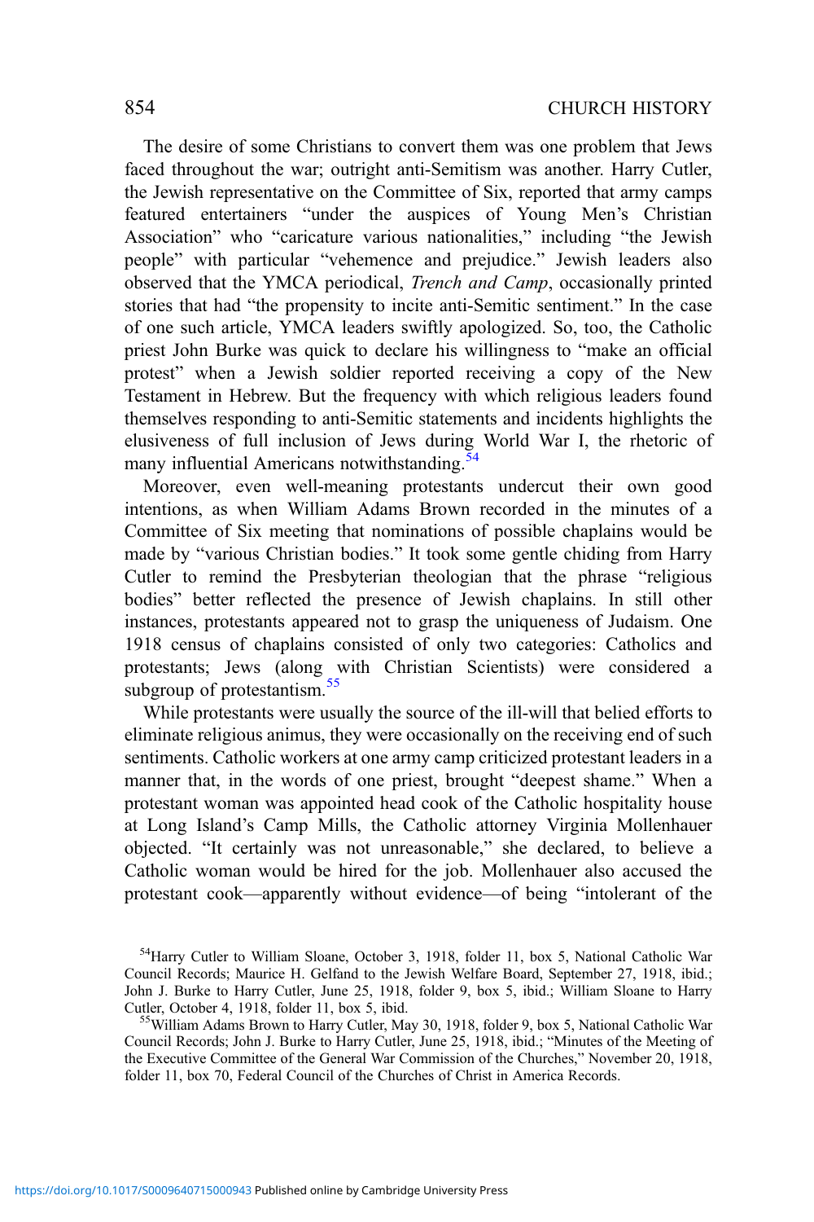The desire of some Christians to convert them was one problem that Jews faced throughout the war; outright anti-Semitism was another. Harry Cutler, the Jewish representative on the Committee of Six, reported that army camps featured entertainers "under the auspices of Young Men's Christian Association" who "caricature various nationalities," including "the Jewish people" with particular "vehemence and prejudice." Jewish leaders also observed that the YMCA periodical, *Trench and Camp*, occasionally printed stories that had "the propensity to incite anti-Semitic sentiment." In the case of one such article, YMCA leaders swiftly apologized. So, too, the Catholic priest John Burke was quick to declare his willingness to "make an official protest" when a Jewish soldier reported receiving a copy of the New Testament in Hebrew. But the frequency with which religious leaders found themselves responding to anti-Semitic statements and incidents highlights the elusiveness of full inclusion of Jews during World War I, the rhetoric of many influential Americans notwithstanding.[54]

Moreover, even well-meaning protestants undercut their own good intentions, as when William Adams Brown recorded in the minutes of a Committee of Six meeting that nominations of possible chaplains would be made by "various Christian bodies." It took some gentle chiding from Harry Cutler to remind the Presbyterian theologian that the phrase "religious bodies" better reflected the presence of Jewish chaplains. In still other instances, protestants appeared not to grasp the uniqueness of Judaism. One 1918 census of chaplains consisted of only two categories: Catholics and protestants; Jews (along with Christian Scientists) were considered a subgroup of protestantism.[55]

While protestants were usually the source of the ill-will that belied efforts to eliminate religious animus, they were occasionally on the receiving end of such sentiments. Catholic workers at one army camp criticized protestant leaders in a manner that, in the words of one priest, brought "deepest shame." When a protestant woman was appointed head cook of the Catholic hospitality house at Long Island's Camp Mills, the Catholic attorney Virginia Mollenhauer objected. "It certainly was not unreasonable," she declared, to believe a Catholic woman would be hired for the job. Mollenhauer also accused the protestant cook—apparently without evidence—of being "intolerant of the

[54]Harry Cutler to William Sloane, October 3, 1918, folder 11, box 5, National Catholic War Council Records; Maurice H. Gelfand to the Jewish Welfare Board, September 27, 1918, ibid.; John J. Burke to Harry Cutler, June 25, 1918, folder 9, box 5, ibid.; William Sloane to Harry Cutler, October 4, 1918, folder 11, box 5, ibid.

[55]William Adams Brown to Harry Cutler, May 30, 1918, folder 9, box 5, National Catholic War Council Records; John J. Burke to Harry Cutler, June 25, 1918, ibid.; "Minutes of the Meeting of the Executive Committee of the General War Commission of the Churches," November 20, 1918, folder 11, box 70, Federal Council of the Churches of Christ in America Records.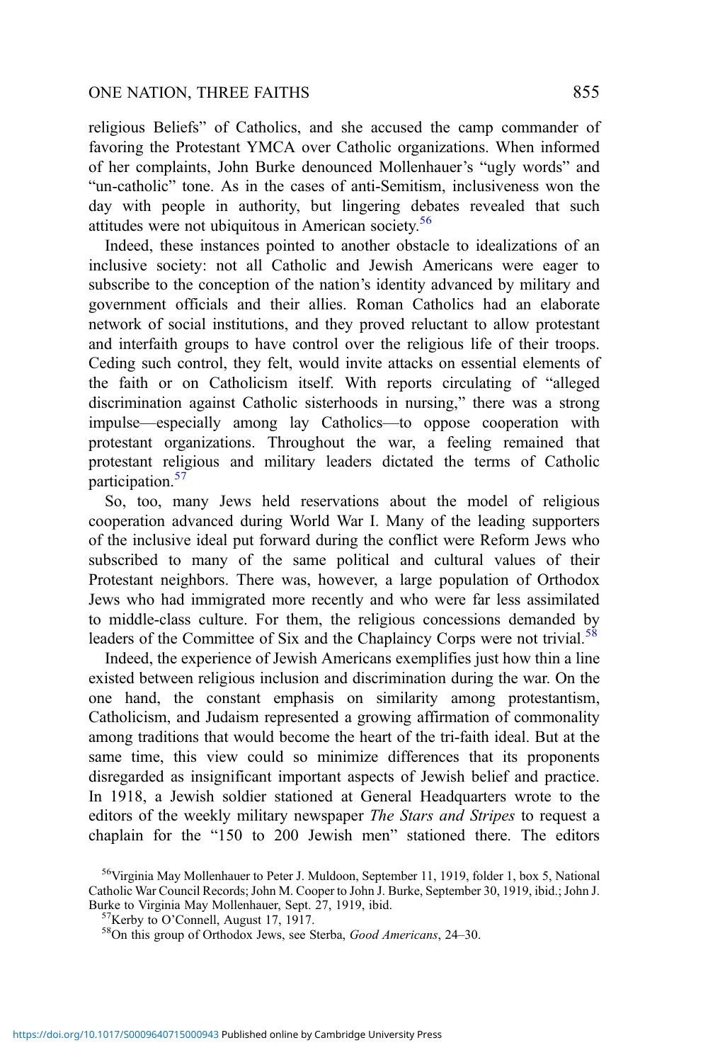religious Beliefs" of Catholics, and she accused the camp commander of favoring the Protestant YMCA over Catholic organizations. When informed of her complaints, John Burke denounced Mollenhauer's "ugly words" and "un-catholic" tone. As in the cases of anti-Semitism, inclusiveness won the day with people in authority, but lingering debates revealed that such attitudes were not ubiquitous in American society.[56]

Indeed, these instances pointed to another obstacle to idealizations of an inclusive society: not all Catholic and Jewish Americans were eager to subscribe to the conception of the nation's identity advanced by military and government officials and their allies. Roman Catholics had an elaborate network of social institutions, and they proved reluctant to allow protestant and interfaith groups to have control over the religious life of their troops. Ceding such control, they felt, would invite attacks on essential elements of the faith or on Catholicism itself. With reports circulating of "alleged discrimination against Catholic sisterhoods in nursing," there was a strong impulse—especially among lay Catholics—to oppose cooperation with protestant organizations. Throughout the war, a feeling remained that protestant religious and military leaders dictated the terms of Catholic participation.[57]

So, too, many Jews held reservations about the model of religious cooperation advanced during World War I. Many of the leading supporters of the inclusive ideal put forward during the conflict were Reform Jews who subscribed to many of the same political and cultural values of their Protestant neighbors. There was, however, a large population of Orthodox Jews who had immigrated more recently and who were far less assimilated to middle-class culture. For them, the religious concessions demanded by leaders of the Committee of Six and the Chaplaincy Corps were not trivial.[58]

Indeed, the experience of Jewish Americans exemplifies just how thin a line existed between religious inclusion and discrimination during the war. On the one hand, the constant emphasis on similarity among protestantism, Catholicism, and Judaism represented a growing affirmation of commonality among traditions that would become the heart of the tri-faith ideal. But at the same time, this view could so minimize differences that its proponents disregarded as insignificant important aspects of Jewish belief and practice. In 1918, a Jewish soldier stationed at General Headquarters wrote to the editors of the weekly military newspaper *The Stars and Stripes* to request a chaplain for the "150 to 200 Jewish men" stationed there. The editors

[56] Virginia May Mollenhauer to Peter J. Muldoon, September 11, 1919, folder 1, box 5, National Catholic War Council Records; John M. Cooper to John J. Burke, September 30, 1919, ibid.; John J. Burke to Virginia May Mollenhauer, Sept. 27, 1919, ibid.

[57] Kerby to O'Connell, August 17, 1917.

[58] On this group of Orthodox Jews, see Sterba, *Good Americans*, 24–30.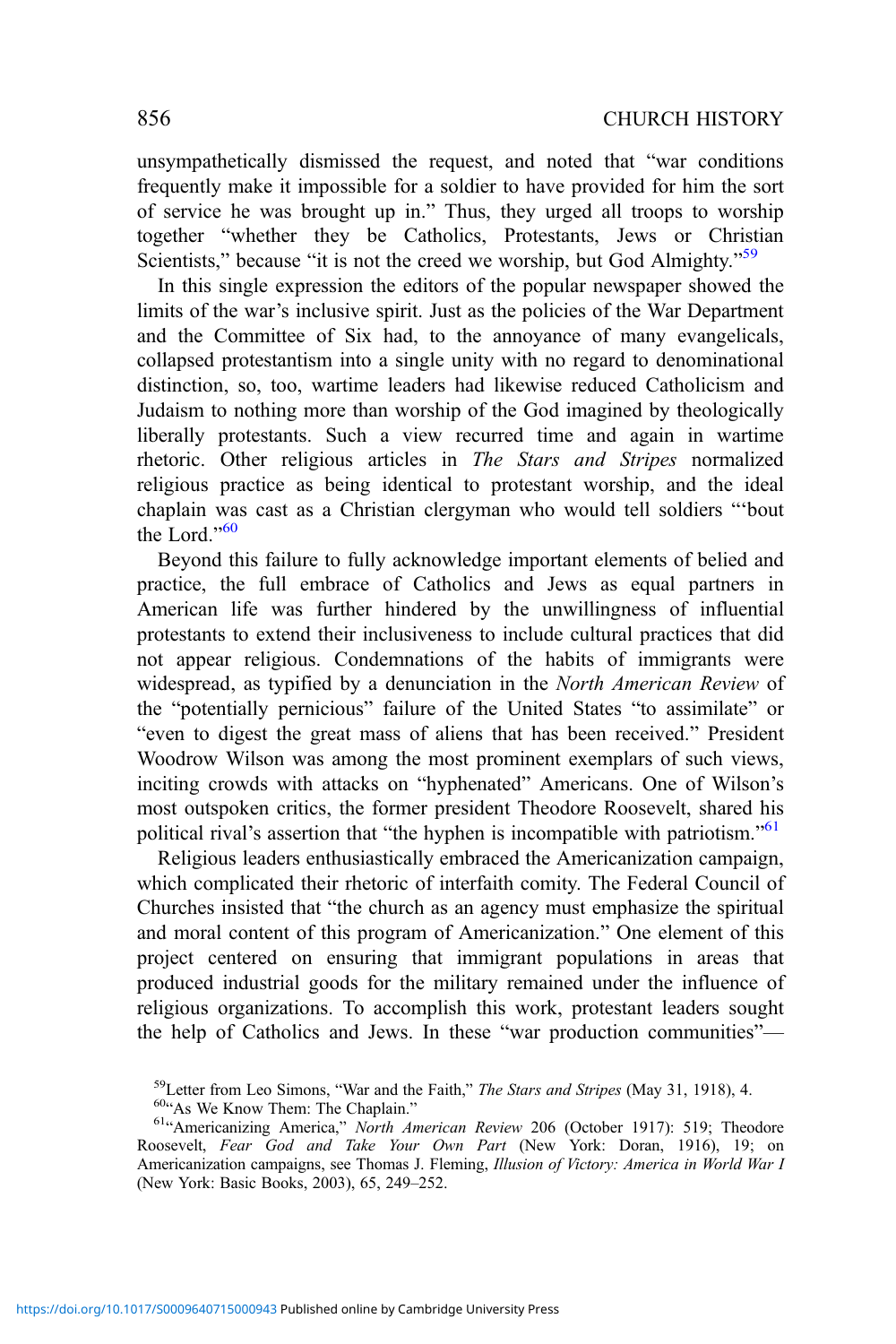unsympathetically dismissed the request, and noted that "war conditions frequently make it impossible for a soldier to have provided for him the sort of service he was brought up in." Thus, they urged all troops to worship together "whether they be Catholics, Protestants, Jews or Christian Scientists," because "it is not the creed we worship, but God Almighty."[59]

In this single expression the editors of the popular newspaper showed the limits of the war's inclusive spirit. Just as the policies of the War Department and the Committee of Six had, to the annoyance of many evangelicals, collapsed protestantism into a single unity with no regard to denominational distinction, so, too, wartime leaders had likewise reduced Catholicism and Judaism to nothing more than worship of the God imagined by theologically liberally protestants. Such a view recurred time and again in wartime rhetoric. Other religious articles in *The Stars and Stripes* normalized religious practice as being identical to protestant worship, and the ideal chaplain was cast as a Christian clergyman who would tell soldiers "'bout the Lord."[60]

Beyond this failure to fully acknowledge important elements of belied and practice, the full embrace of Catholics and Jews as equal partners in American life was further hindered by the unwillingness of influential protestants to extend their inclusiveness to include cultural practices that did not appear religious. Condemnations of the habits of immigrants were widespread, as typified by a denunciation in the *North American Review* of the "potentially pernicious" failure of the United States "to assimilate" or "even to digest the great mass of aliens that has been received." President Woodrow Wilson was among the most prominent exemplars of such views, inciting crowds with attacks on "hyphenated" Americans. One of Wilson's most outspoken critics, the former president Theodore Roosevelt, shared his political rival's assertion that "the hyphen is incompatible with patriotism."[61]

Religious leaders enthusiastically embraced the Americanization campaign, which complicated their rhetoric of interfaith comity. The Federal Council of Churches insisted that "the church as an agency must emphasize the spiritual and moral content of this program of Americanization." One element of this project centered on ensuring that immigrant populations in areas that produced industrial goods for the military remained under the influence of religious organizations. To accomplish this work, protestant leaders sought the help of Catholics and Jews. In these "war production communities"—

[59]Letter from Leo Simons, "War and the Faith," *The Stars and Stripes* (May 31, 1918), 4.

[60]"As We Know Them: The Chaplain."

[61]"Americanizing America," *North American Review* 206 (October 1917): 519; Theodore Roosevelt, *Fear God and Take Your Own Part* (New York: Doran, 1916), 19; on Americanization campaigns, see Thomas J. Fleming, *Illusion of Victory: America in World War I* (New York: Basic Books, 2003), 65, 249–252.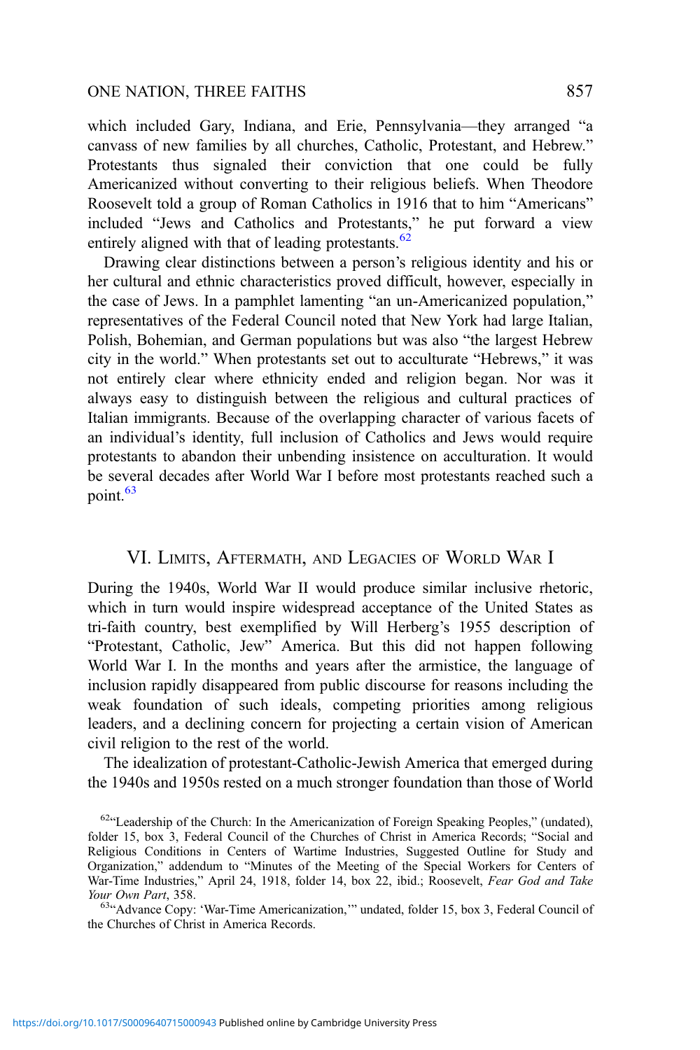which included Gary, Indiana, and Erie, Pennsylvania—they arranged "a canvass of new families by all churches, Catholic, Protestant, and Hebrew." Protestants thus signaled their conviction that one could be fully Americanized without converting to their religious beliefs. When Theodore Roosevelt told a group of Roman Catholics in 1916 that to him "Americans" included "Jews and Catholics and Protestants," he put forward a view entirely aligned with that of leading protestants.[62]

Drawing clear distinctions between a person's religious identity and his or her cultural and ethnic characteristics proved difficult, however, especially in the case of Jews. In a pamphlet lamenting "an un-Americanized population," representatives of the Federal Council noted that New York had large Italian, Polish, Bohemian, and German populations but was also "the largest Hebrew city in the world." When protestants set out to acculturate "Hebrews," it was not entirely clear where ethnicity ended and religion began. Nor was it always easy to distinguish between the religious and cultural practices of Italian immigrants. Because of the overlapping character of various facets of an individual's identity, full inclusion of Catholics and Jews would require protestants to abandon their unbending insistence on acculturation. It would be several decades after World War I before most protestants reached such a point.[63]

## VI. Limits, Aftermath, and Legacies of World War I

During the 1940s, World War II would produce similar inclusive rhetoric, which in turn would inspire widespread acceptance of the United States as tri-faith country, best exemplified by Will Herberg's 1955 description of "Protestant, Catholic, Jew" America. But this did not happen following World War I. In the months and years after the armistice, the language of inclusion rapidly disappeared from public discourse for reasons including the weak foundation of such ideals, competing priorities among religious leaders, and a declining concern for projecting a certain vision of American civil religion to the rest of the world.

The idealization of protestant-Catholic-Jewish America that emerged during the 1940s and 1950s rested on a much stronger foundation than those of World

[62] "Leadership of the Church: In the Americanization of Foreign Speaking Peoples," (undated), folder 15, box 3, Federal Council of the Churches of Christ in America Records; "Social and Religious Conditions in Centers of Wartime Industries, Suggested Outline for Study and Organization," addendum to "Minutes of the Meeting of the Special Workers for Centers of War-Time Industries," April 24, 1918, folder 14, box 22, ibid.; Roosevelt, *Fear God and Take Your Own Part*, 358.

[63] "Advance Copy: 'War-Time Americanization,'" undated, folder 15, box 3, Federal Council of the Churches of Christ in America Records.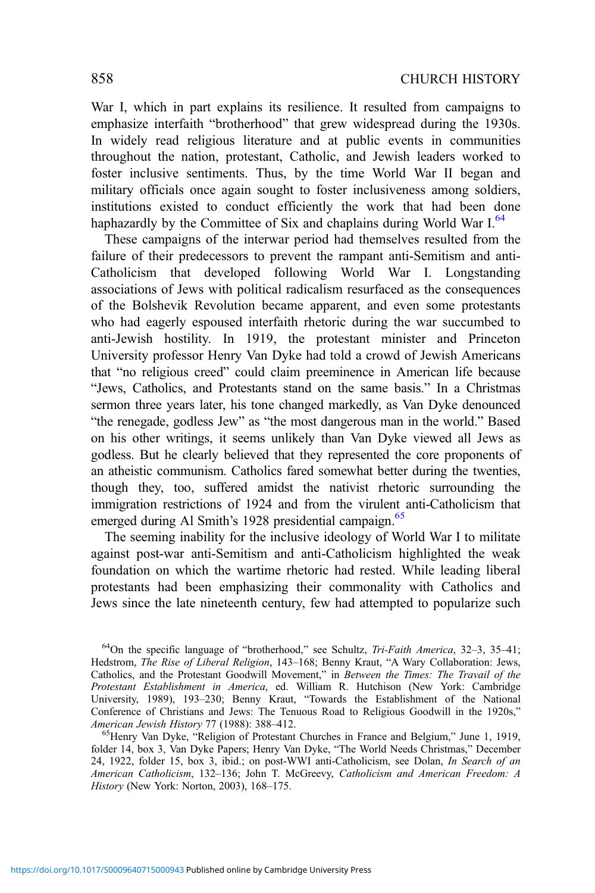War I, which in part explains its resilience. It resulted from campaigns to emphasize interfaith "brotherhood" that grew widespread during the 1930s. In widely read religious literature and at public events in communities throughout the nation, protestant, Catholic, and Jewish leaders worked to foster inclusive sentiments. Thus, by the time World War II began and military officials once again sought to foster inclusiveness among soldiers, institutions existed to conduct efficiently the work that had been done haphazardly by the Committee of Six and chaplains during World War I.[64]

These campaigns of the interwar period had themselves resulted from the failure of their predecessors to prevent the rampant anti-Semitism and anti-Catholicism that developed following World War I. Longstanding associations of Jews with political radicalism resurfaced as the consequences of the Bolshevik Revolution became apparent, and even some protestants who had eagerly espoused interfaith rhetoric during the war succumbed to anti-Jewish hostility. In 1919, the protestant minister and Princeton University professor Henry Van Dyke had told a crowd of Jewish Americans that "no religious creed" could claim preeminence in American life because "Jews, Catholics, and Protestants stand on the same basis." In a Christmas sermon three years later, his tone changed markedly, as Van Dyke denounced "the renegade, godless Jew" as "the most dangerous man in the world." Based on his other writings, it seems unlikely than Van Dyke viewed all Jews as godless. But he clearly believed that they represented the core proponents of an atheistic communism. Catholics fared somewhat better during the twenties, though they, too, suffered amidst the nativist rhetoric surrounding the immigration restrictions of 1924 and from the virulent anti-Catholicism that emerged during Al Smith's 1928 presidential campaign.[65]

The seeming inability for the inclusive ideology of World War I to militate against post-war anti-Semitism and anti-Catholicism highlighted the weak foundation on which the wartime rhetoric had rested. While leading liberal protestants had been emphasizing their commonality with Catholics and Jews since the late nineteenth century, few had attempted to popularize such

[64] On the specific language of "brotherhood," see Schultz, *Tri-Faith America*, 32–3, 35–41; Hedstrom, *The Rise of Liberal Religion*, 143–168; Benny Kraut, "A Wary Collaboration: Jews, Catholics, and the Protestant Goodwill Movement," in *Between the Times: The Travail of the Protestant Establishment in America*, ed. William R. Hutchison (New York: Cambridge University, 1989), 193–230; Benny Kraut, "Towards the Establishment of the National Conference of Christians and Jews: The Tenuous Road to Religious Goodwill in the 1920s," *American Jewish History* 77 (1988): 388–412.

[65] Henry Van Dyke, "Religion of Protestant Churches in France and Belgium," June 1, 1919, folder 14, box 3, Van Dyke Papers; Henry Van Dyke, "The World Needs Christmas," December 24, 1922, folder 15, box 3, ibid.; on post-WWI anti-Catholicism, see Dolan, *In Search of an American Catholicism*, 132–136; John T. McGreevy, *Catholicism and American Freedom: A History* (New York: Norton, 2003), 168–175.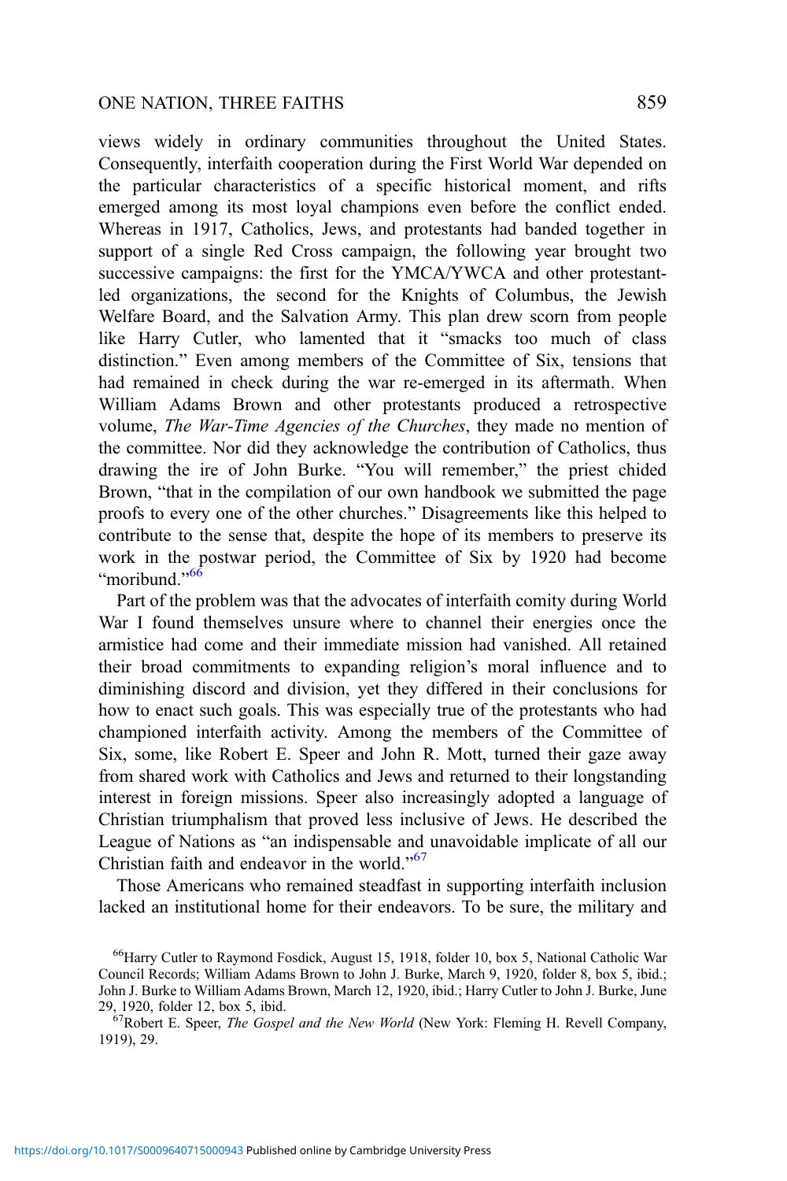views widely in ordinary communities throughout the United States. Consequently, interfaith cooperation during the First World War depended on the particular characteristics of a specific historical moment, and rifts emerged among its most loyal champions even before the conflict ended. Whereas in 1917, Catholics, Jews, and protestants had banded together in support of a single Red Cross campaign, the following year brought two successive campaigns: the first for the YMCA/YWCA and other protestant-led organizations, the second for the Knights of Columbus, the Jewish Welfare Board, and the Salvation Army. This plan drew scorn from people like Harry Cutler, who lamented that it "smacks too much of class distinction." Even among members of the Committee of Six, tensions that had remained in check during the war re-emerged in its aftermath. When William Adams Brown and other protestants produced a retrospective volume, *The War-Time Agencies of the Churches*, they made no mention of the committee. Nor did they acknowledge the contribution of Catholics, thus drawing the ire of John Burke. "You will remember," the priest chided Brown, "that in the compilation of our own handbook we submitted the page proofs to every one of the other churches." Disagreements like this helped to contribute to the sense that, despite the hope of its members to preserve its work in the postwar period, the Committee of Six by 1920 had become "moribund."[66]

Part of the problem was that the advocates of interfaith comity during World War I found themselves unsure where to channel their energies once the armistice had come and their immediate mission had vanished. All retained their broad commitments to expanding religion's moral influence and to diminishing discord and division, yet they differed in their conclusions for how to enact such goals. This was especially true of the protestants who had championed interfaith activity. Among the members of the Committee of Six, some, like Robert E. Speer and John R. Mott, turned their gaze away from shared work with Catholics and Jews and returned to their longstanding interest in foreign missions. Speer also increasingly adopted a language of Christian triumphalism that proved less inclusive of Jews. He described the League of Nations as "an indispensable and unavoidable implicate of all our Christian faith and endeavor in the world."[67]

Those Americans who remained steadfast in supporting interfaith inclusion lacked an institutional home for their endeavors. To be sure, the military and

[66] Harry Cutler to Raymond Fosdick, August 15, 1918, folder 10, box 5, National Catholic War Council Records; William Adams Brown to John J. Burke, March 9, 1920, folder 8, box 5, ibid.; John J. Burke to William Adams Brown, March 12, 1920, ibid.; Harry Cutler to John J. Burke, June 29, 1920, folder 12, box 5, ibid.

[67] Robert E. Speer, *The Gospel and the New World* (New York: Fleming H. Revell Company, 1919), 29.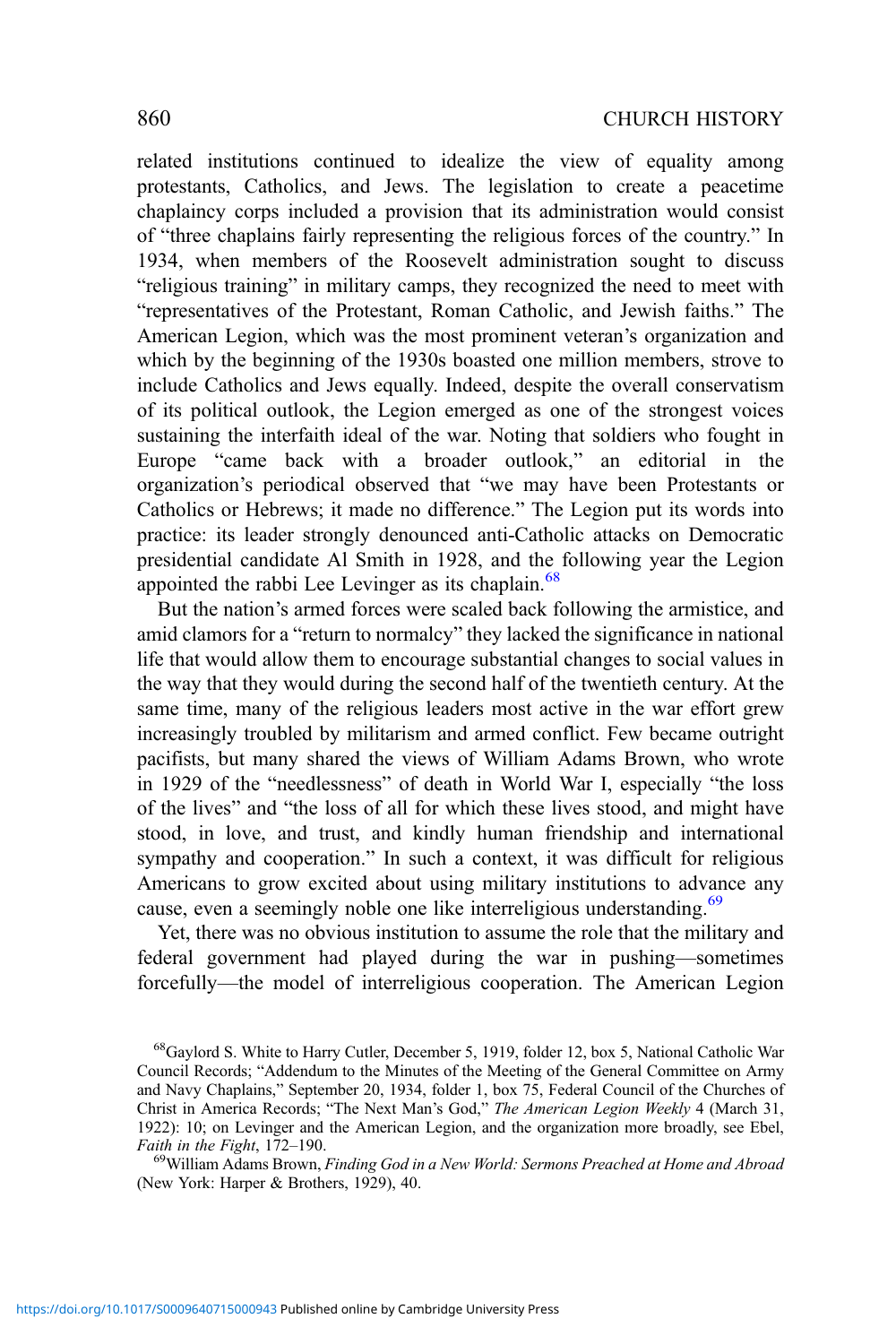related institutions continued to idealize the view of equality among protestants, Catholics, and Jews. The legislation to create a peacetime chaplaincy corps included a provision that its administration would consist of "three chaplains fairly representing the religious forces of the country." In 1934, when members of the Roosevelt administration sought to discuss "religious training" in military camps, they recognized the need to meet with "representatives of the Protestant, Roman Catholic, and Jewish faiths." The American Legion, which was the most prominent veteran's organization and which by the beginning of the 1930s boasted one million members, strove to include Catholics and Jews equally. Indeed, despite the overall conservatism of its political outlook, the Legion emerged as one of the strongest voices sustaining the interfaith ideal of the war. Noting that soldiers who fought in Europe "came back with a broader outlook," an editorial in the organization's periodical observed that "we may have been Protestants or Catholics or Hebrews; it made no difference." The Legion put its words into practice: its leader strongly denounced anti-Catholic attacks on Democratic presidential candidate Al Smith in 1928, and the following year the Legion appointed the rabbi Lee Levinger as its chaplain.[68]

But the nation's armed forces were scaled back following the armistice, and amid clamors for a "return to normalcy" they lacked the significance in national life that would allow them to encourage substantial changes to social values in the way that they would during the second half of the twentieth century. At the same time, many of the religious leaders most active in the war effort grew increasingly troubled by militarism and armed conflict. Few became outright pacifists, but many shared the views of William Adams Brown, who wrote in 1929 of the "needlessness" of death in World War I, especially "the loss of the lives" and "the loss of all for which these lives stood, and might have stood, in love, and trust, and kindly human friendship and international sympathy and cooperation." In such a context, it was difficult for religious Americans to grow excited about using military institutions to advance any cause, even a seemingly noble one like interreligious understanding.[69]

Yet, there was no obvious institution to assume the role that the military and federal government had played during the war in pushing—sometimes forcefully—the model of interreligious cooperation. The American Legion

[68] Gaylord S. White to Harry Cutler, December 5, 1919, folder 12, box 5, National Catholic War Council Records; "Addendum to the Minutes of the Meeting of the General Committee on Army and Navy Chaplains," September 20, 1934, folder 1, box 75, Federal Council of the Churches of Christ in America Records; "The Next Man's God," *The American Legion Weekly* 4 (March 31, 1922): 10; on Levinger and the American Legion, and the organization more broadly, see Ebel, *Faith in the Fight*, 172–190.

[69] William Adams Brown, *Finding God in a New World: Sermons Preached at Home and Abroad* (New York: Harper & Brothers, 1929), 40.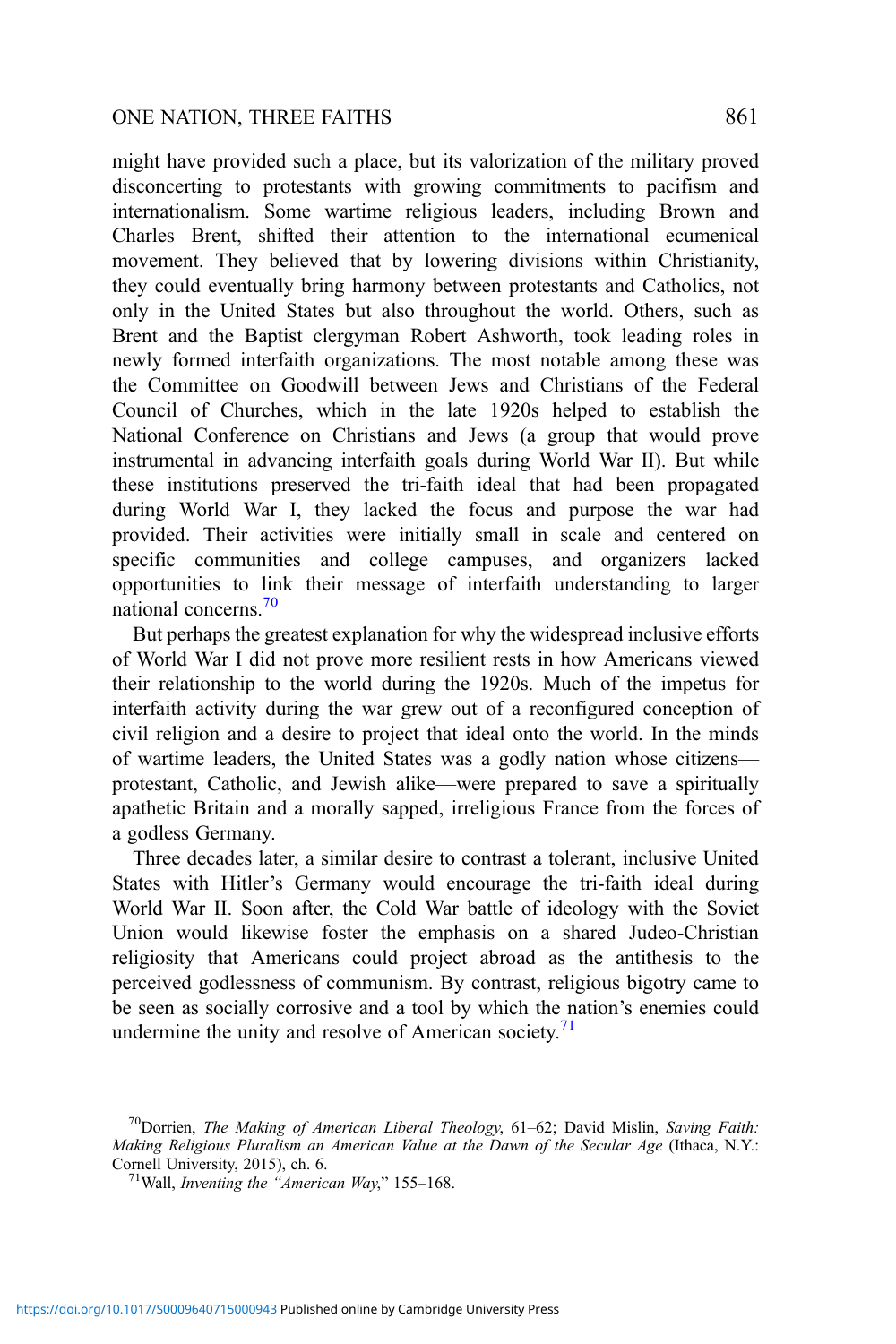might have provided such a place, but its valorization of the military proved disconcerting to protestants with growing commitments to pacifism and internationalism. Some wartime religious leaders, including Brown and Charles Brent, shifted their attention to the international ecumenical movement. They believed that by lowering divisions within Christianity, they could eventually bring harmony between protestants and Catholics, not only in the United States but also throughout the world. Others, such as Brent and the Baptist clergyman Robert Ashworth, took leading roles in newly formed interfaith organizations. The most notable among these was the Committee on Goodwill between Jews and Christians of the Federal Council of Churches, which in the late 1920s helped to establish the National Conference on Christians and Jews (a group that would prove instrumental in advancing interfaith goals during World War II). But while these institutions preserved the tri-faith ideal that had been propagated during World War I, they lacked the focus and purpose the war had provided. Their activities were initially small in scale and centered on specific communities and college campuses, and organizers lacked opportunities to link their message of interfaith understanding to larger national concerns.[70]

But perhaps the greatest explanation for why the widespread inclusive efforts of World War I did not prove more resilient rests in how Americans viewed their relationship to the world during the 1920s. Much of the impetus for interfaith activity during the war grew out of a reconfigured conception of civil religion and a desire to project that ideal onto the world. In the minds of wartime leaders, the United States was a godly nation whose citizens—protestant, Catholic, and Jewish alike—were prepared to save a spiritually apathetic Britain and a morally sapped, irreligious France from the forces of a godless Germany.

Three decades later, a similar desire to contrast a tolerant, inclusive United States with Hitler's Germany would encourage the tri-faith ideal during World War II. Soon after, the Cold War battle of ideology with the Soviet Union would likewise foster the emphasis on a shared Judeo-Christian religiosity that Americans could project abroad as the antithesis to the perceived godlessness of communism. By contrast, religious bigotry came to be seen as socially corrosive and a tool by which the nation's enemies could undermine the unity and resolve of American society.[71]

---

[70] Dorrien, *The Making of American Liberal Theology*, 61–62; David Mislin, *Saving Faith: Making Religious Pluralism an American Value at the Dawn of the Secular Age* (Ithaca, N.Y.: Cornell University, 2015), ch. 6.

[71] Wall, *Inventing the "American Way*," 155–168.

https://doi.org/10.1017/S0009640715000943 Published online by Cambridge University Press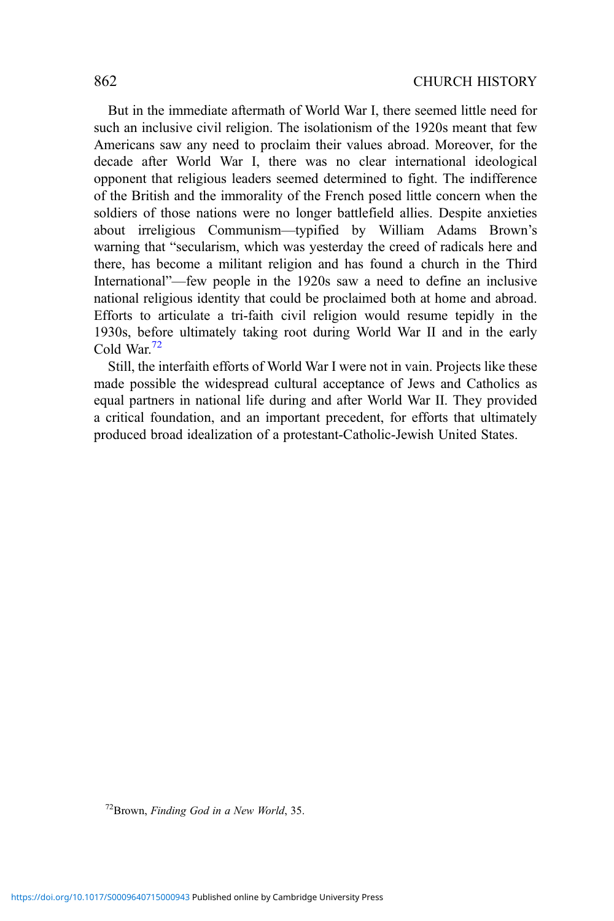But in the immediate aftermath of World War I, there seemed little need for such an inclusive civil religion. The isolationism of the 1920s meant that few Americans saw any need to proclaim their values abroad. Moreover, for the decade after World War I, there was no clear international ideological opponent that religious leaders seemed determined to fight. The indifference of the British and the immorality of the French posed little concern when the soldiers of those nations were no longer battlefield allies. Despite anxieties about irreligious Communism—typified by William Adams Brown's warning that "secularism, which was yesterday the creed of radicals here and there, has become a militant religion and has found a church in the Third International"—few people in the 1920s saw a need to define an inclusive national religious identity that could be proclaimed both at home and abroad. Efforts to articulate a tri-faith civil religion would resume tepidly in the 1930s, before ultimately taking root during World War II and in the early Cold War.[72]

Still, the interfaith efforts of World War I were not in vain. Projects like these made possible the widespread cultural acceptance of Jews and Catholics as equal partners in national life during and after World War II. They provided a critical foundation, and an important precedent, for efforts that ultimately produced broad idealization of a protestant-Catholic-Jewish United States.

[72]Brown, *Finding God in a New World*, 35.